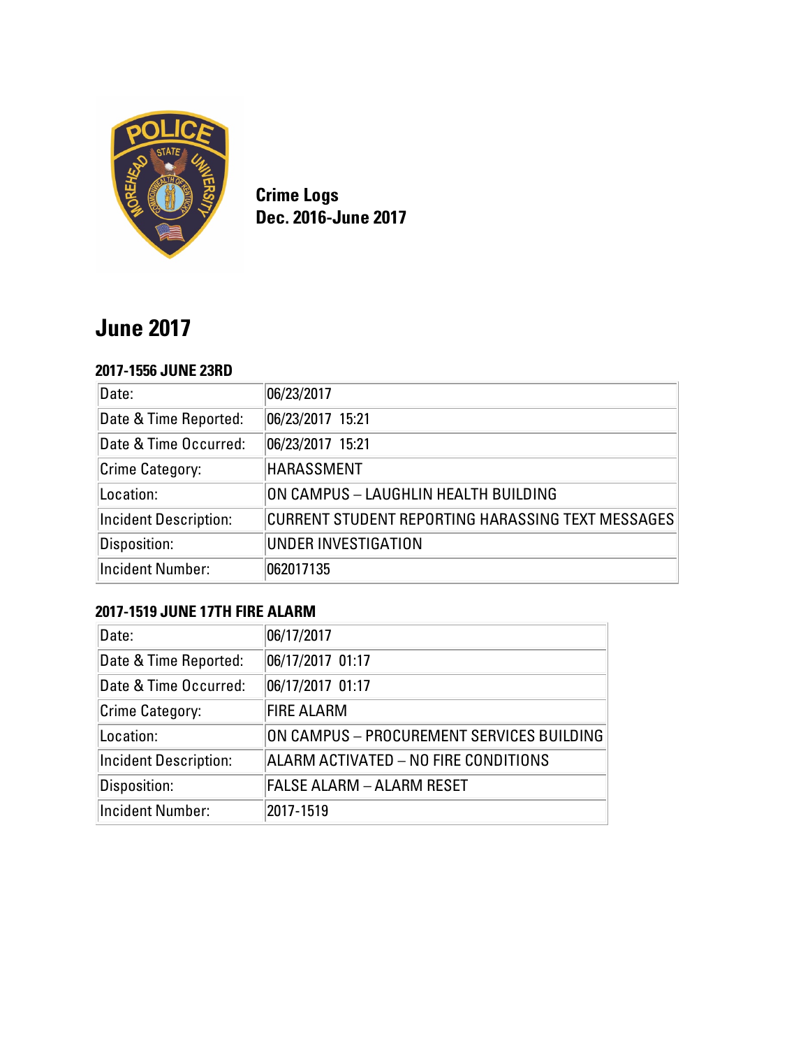**Crime Logs**
**Dec. 2016-June 2017**

# June 2017

### 2017-1556 JUNE 23RD

| Date: | 06/23/2017 |
|---|---|
| Date & Time Reported: | 06/23/2017 15:21 |
| Date & Time Occurred: | 06/23/2017 15:21 |
| Crime Category: | HARASSMENT |
| Location: | ON CAMPUS – LAUGHLIN HEALTH BUILDING |
| Incident Description: | CURRENT STUDENT REPORTING HARASSING TEXT MESSAGES |
| Disposition: | UNDER INVESTIGATION |
| Incident Number: | 062017135 |

### 2017-1519 JUNE 17TH FIRE ALARM

| Date: | 06/17/2017 |
|---|---|
| Date & Time Reported: | 06/17/2017 01:17 |
| Date & Time Occurred: | 06/17/2017 01:17 |
| Crime Category: | FIRE ALARM |
| Location: | ON CAMPUS – PROCUREMENT SERVICES BUILDING |
| Incident Description: | ALARM ACTIVATED – NO FIRE CONDITIONS |
| Disposition: | FALSE ALARM – ALARM RESET |
| Incident Number: | 2017-1519 |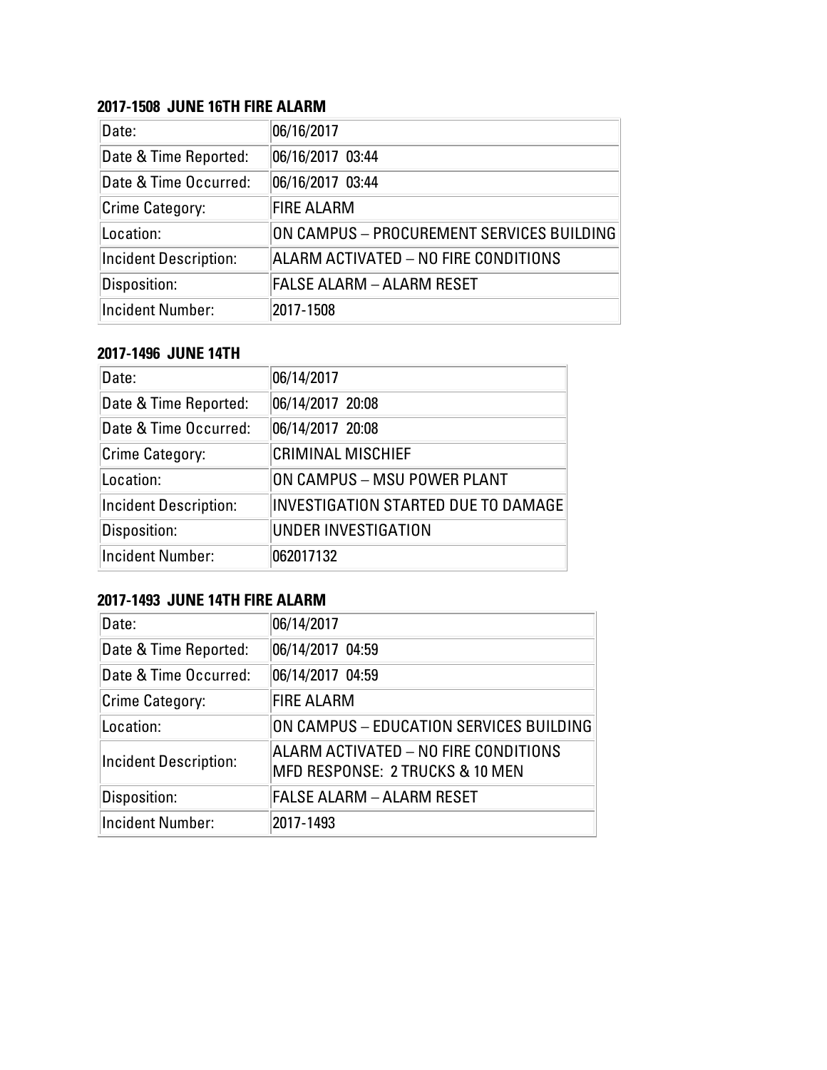**2017-1508 JUNE 16TH FIRE ALARM**

| | |
|---|---|
| Date: | 06/16/2017 |
| Date & Time Reported: | 06/16/2017 03:44 |
| Date & Time Occurred: | 06/16/2017 03:44 |
| Crime Category: | FIRE ALARM |
| Location: | ON CAMPUS – PROCUREMENT SERVICES BUILDING |
| Incident Description: | ALARM ACTIVATED – NO FIRE CONDITIONS |
| Disposition: | FALSE ALARM – ALARM RESET |
| Incident Number: | 2017-1508 |

**2017-1496 JUNE 14TH**

| | |
|---|---|
| Date: | 06/14/2017 |
| Date & Time Reported: | 06/14/2017 20:08 |
| Date & Time Occurred: | 06/14/2017 20:08 |
| Crime Category: | CRIMINAL MISCHIEF |
| Location: | ON CAMPUS – MSU POWER PLANT |
| Incident Description: | INVESTIGATION STARTED DUE TO DAMAGE |
| Disposition: | UNDER INVESTIGATION |
| Incident Number: | 062017132 |

**2017-1493 JUNE 14TH FIRE ALARM**

| | |
|---|---|
| Date: | 06/14/2017 |
| Date & Time Reported: | 06/14/2017 04:59 |
| Date & Time Occurred: | 06/14/2017 04:59 |
| Crime Category: | FIRE ALARM |
| Location: | ON CAMPUS – EDUCATION SERVICES BUILDING |
| Incident Description: | ALARM ACTIVATED – NO FIRE CONDITIONS MFD RESPONSE: 2 TRUCKS & 10 MEN |
| Disposition: | FALSE ALARM – ALARM RESET |
| Incident Number: | 2017-1493 |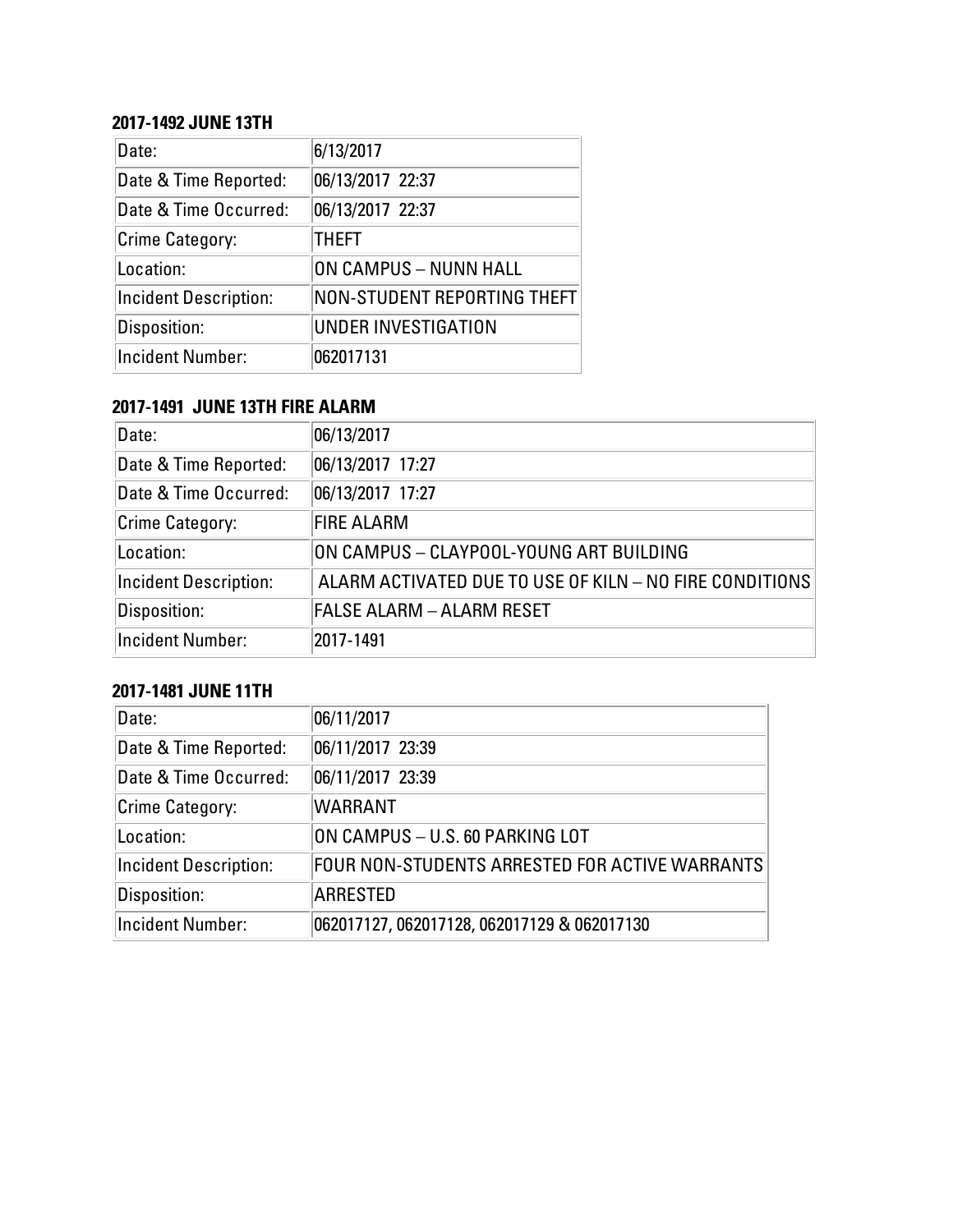**2017-1492 JUNE 13TH**

| Date: | 6/13/2017 |
|---|---|
| Date & Time Reported: | 06/13/2017 22:37 |
| Date & Time Occurred: | 06/13/2017 22:37 |
| Crime Category: | THEFT |
| Location: | ON CAMPUS – NUNN HALL |
| Incident Description: | NON-STUDENT REPORTING THEFT |
| Disposition: | UNDER INVESTIGATION |
| Incident Number: | 062017131 |

**2017-1491 JUNE 13TH FIRE ALARM**

| Date: | 06/13/2017 |
|---|---|
| Date & Time Reported: | 06/13/2017 17:27 |
| Date & Time Occurred: | 06/13/2017 17:27 |
| Crime Category: | FIRE ALARM |
| Location: | ON CAMPUS – CLAYPOOL-YOUNG ART BUILDING |
| Incident Description: | ALARM ACTIVATED DUE TO USE OF KILN – NO FIRE CONDITIONS |
| Disposition: | FALSE ALARM – ALARM RESET |
| Incident Number: | 2017-1491 |

**2017-1481 JUNE 11TH**

| Date: | 06/11/2017 |
|---|---|
| Date & Time Reported: | 06/11/2017 23:39 |
| Date & Time Occurred: | 06/11/2017 23:39 |
| Crime Category: | WARRANT |
| Location: | ON CAMPUS – U.S. 60 PARKING LOT |
| Incident Description: | FOUR NON-STUDENTS ARRESTED FOR ACTIVE WARRANTS |
| Disposition: | ARRESTED |
| Incident Number: | 062017127, 062017128, 062017129 & 062017130 |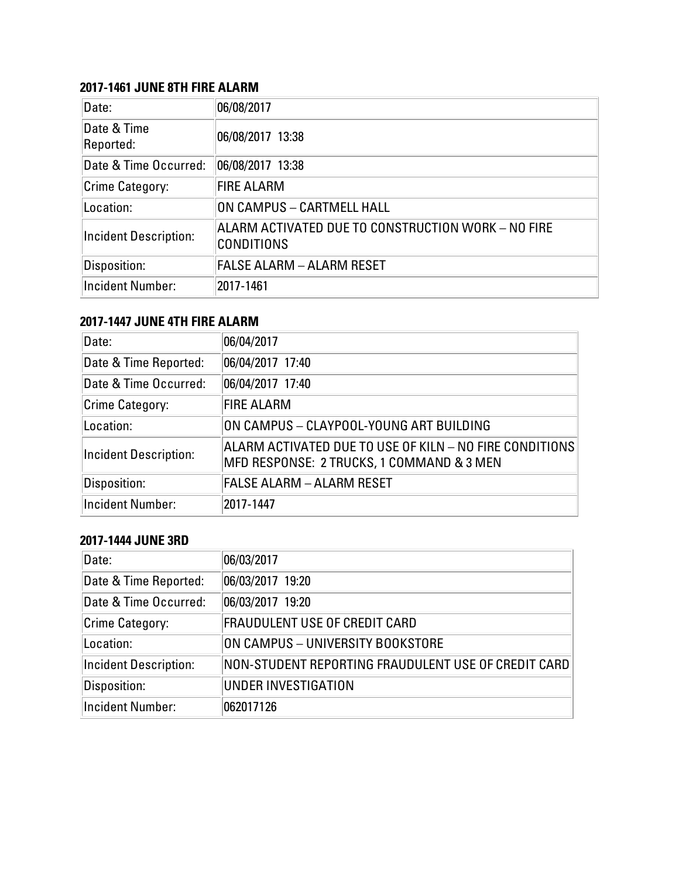**2017-1461 JUNE 8TH FIRE ALARM**

| Date: | 06/08/2017 |
|---|---|
| Date & Time Reported: | 06/08/2017 13:38 |
| Date & Time Occurred: | 06/08/2017 13:38 |
| Crime Category: | FIRE ALARM |
| Location: | ON CAMPUS – CARTMELL HALL |
| Incident Description: | ALARM ACTIVATED DUE TO CONSTRUCTION WORK – NO FIRE CONDITIONS |
| Disposition: | FALSE ALARM – ALARM RESET |
| Incident Number: | 2017-1461 |

**2017-1447 JUNE 4TH FIRE ALARM**

| Date: | 06/04/2017 |
|---|---|
| Date & Time Reported: | 06/04/2017 17:40 |
| Date & Time Occurred: | 06/04/2017 17:40 |
| Crime Category: | FIRE ALARM |
| Location: | ON CAMPUS – CLAYPOOL-YOUNG ART BUILDING |
| Incident Description: | ALARM ACTIVATED DUE TO USE OF KILN – NO FIRE CONDITIONS MFD RESPONSE: 2 TRUCKS, 1 COMMAND & 3 MEN |
| Disposition: | FALSE ALARM – ALARM RESET |
| Incident Number: | 2017-1447 |

**2017-1444 JUNE 3RD**

| Date: | 06/03/2017 |
|---|---|
| Date & Time Reported: | 06/03/2017 19:20 |
| Date & Time Occurred: | 06/03/2017 19:20 |
| Crime Category: | FRAUDULENT USE OF CREDIT CARD |
| Location: | ON CAMPUS – UNIVERSITY BOOKSTORE |
| Incident Description: | NON-STUDENT REPORTING FRAUDULENT USE OF CREDIT CARD |
| Disposition: | UNDER INVESTIGATION |
| Incident Number: | 062017126 |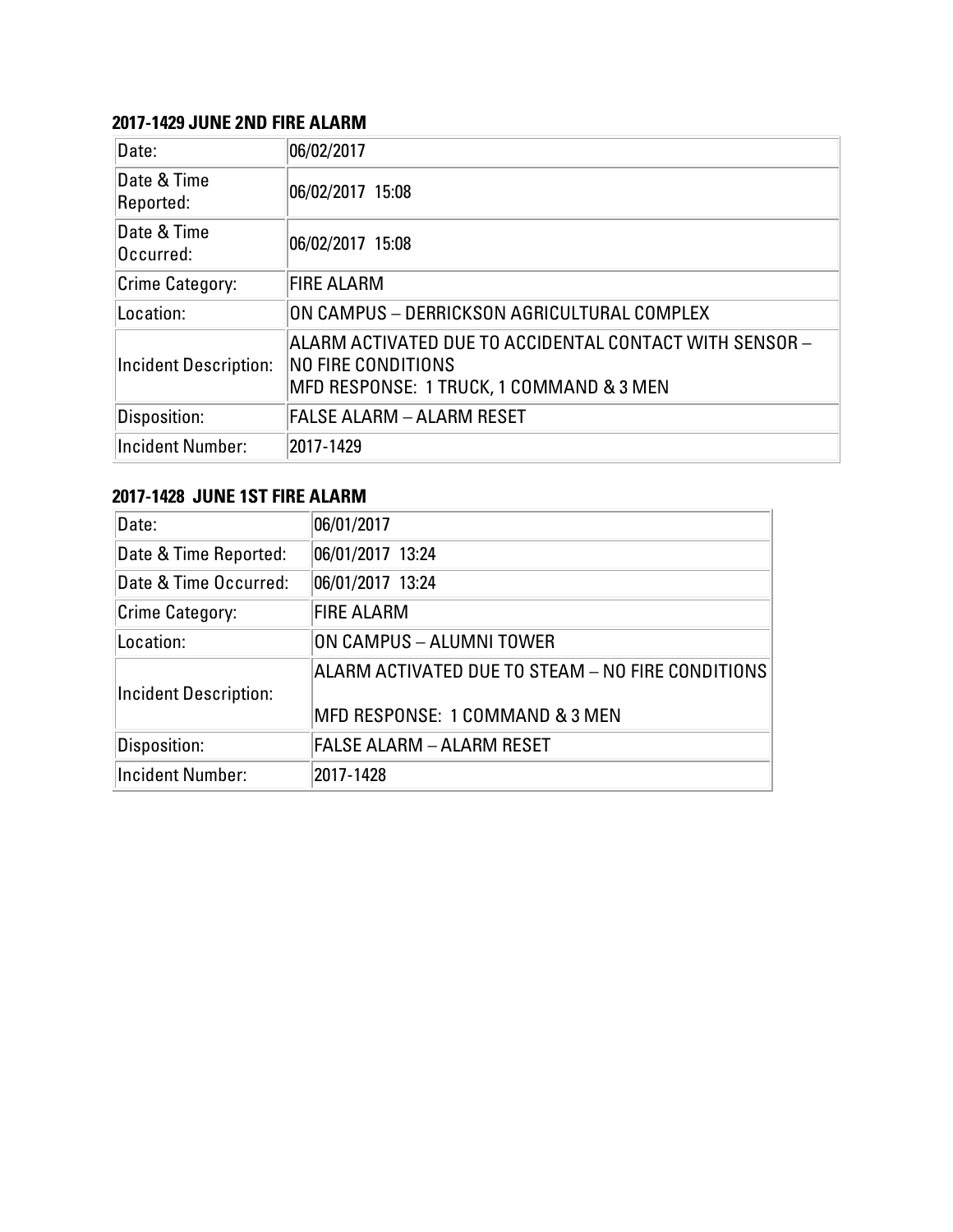### 2017-1429 JUNE 2ND FIRE ALARM

| | |
|---|---|
| Date: | 06/02/2017 |
| Date & Time Reported: | 06/02/2017 15:08 |
| Date & Time Occurred: | 06/02/2017 15:08 |
| Crime Category: | FIRE ALARM |
| Location: | ON CAMPUS – DERRICKSON AGRICULTURAL COMPLEX |
| Incident Description: | ALARM ACTIVATED DUE TO ACCIDENTAL CONTACT WITH SENSOR – NO FIRE CONDITIONS<br>MFD RESPONSE: 1 TRUCK, 1 COMMAND & 3 MEN |
| Disposition: | FALSE ALARM – ALARM RESET |
| Incident Number: | 2017-1429 |

### 2017-1428 JUNE 1ST FIRE ALARM

| | |
|---|---|
| Date: | 06/01/2017 |
| Date & Time Reported: | 06/01/2017 13:24 |
| Date & Time Occurred: | 06/01/2017 13:24 |
| Crime Category: | FIRE ALARM |
| Location: | ON CAMPUS – ALUMNI TOWER |
| Incident Description: | ALARM ACTIVATED DUE TO STEAM – NO FIRE CONDITIONS<br>MFD RESPONSE: 1 COMMAND & 3 MEN |
| Disposition: | FALSE ALARM – ALARM RESET |
| Incident Number: | 2017-1428 |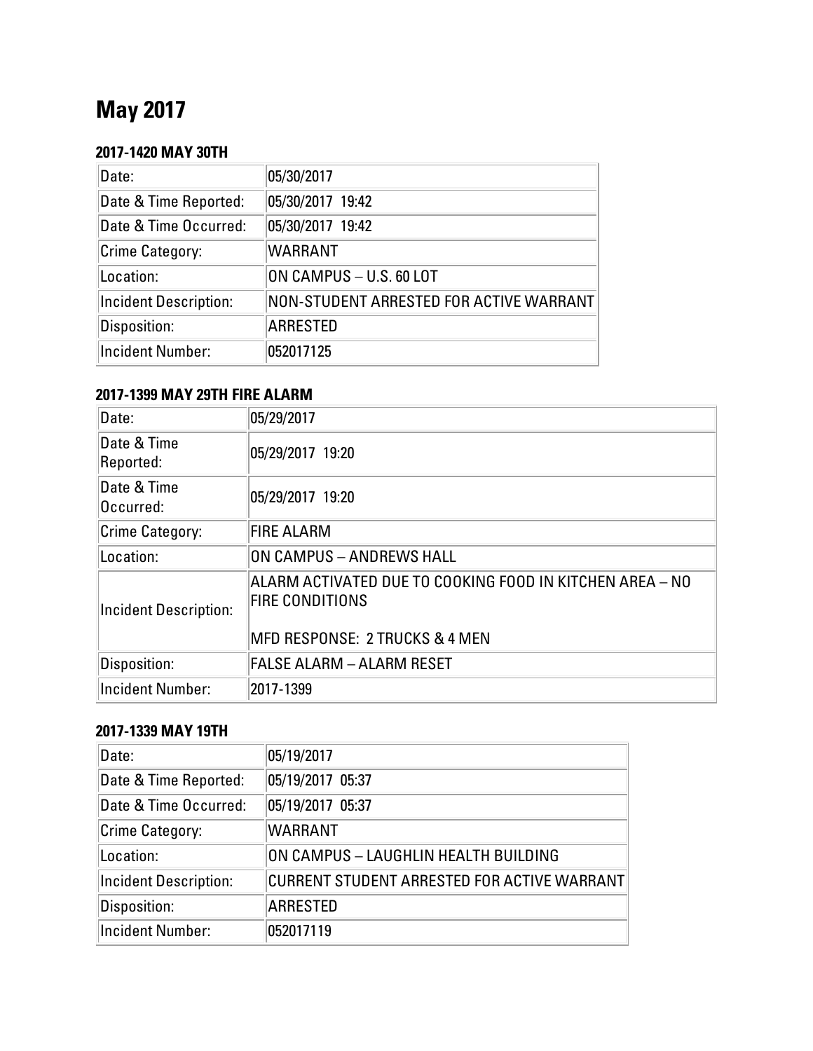# May 2017

### 2017-1420 MAY 30TH

| Date: | 05/30/2017 |
|---|---|
| Date & Time Reported: | 05/30/2017 19:42 |
| Date & Time Occurred: | 05/30/2017 19:42 |
| Crime Category: | WARRANT |
| Location: | ON CAMPUS – U.S. 60 LOT |
| Incident Description: | NON-STUDENT ARRESTED FOR ACTIVE WARRANT |
| Disposition: | ARRESTED |
| Incident Number: | 052017125 |

### 2017-1399 MAY 29TH FIRE ALARM

| Date: | 05/29/2017 |
|---|---|
| Date & Time Reported: | 05/29/2017 19:20 |
| Date & Time Occurred: | 05/29/2017 19:20 |
| Crime Category: | FIRE ALARM |
| Location: | ON CAMPUS – ANDREWS HALL |
| Incident Description: | ALARM ACTIVATED DUE TO COOKING FOOD IN KITCHEN AREA – NO FIRE CONDITIONS<br><br>MFD RESPONSE: 2 TRUCKS & 4 MEN |
| Disposition: | FALSE ALARM – ALARM RESET |
| Incident Number: | 2017-1399 |

### 2017-1339 MAY 19TH

| Date: | 05/19/2017 |
|---|---|
| Date & Time Reported: | 05/19/2017 05:37 |
| Date & Time Occurred: | 05/19/2017 05:37 |
| Crime Category: | WARRANT |
| Location: | ON CAMPUS – LAUGHLIN HEALTH BUILDING |
| Incident Description: | CURRENT STUDENT ARRESTED FOR ACTIVE WARRANT |
| Disposition: | ARRESTED |
| Incident Number: | 052017119 |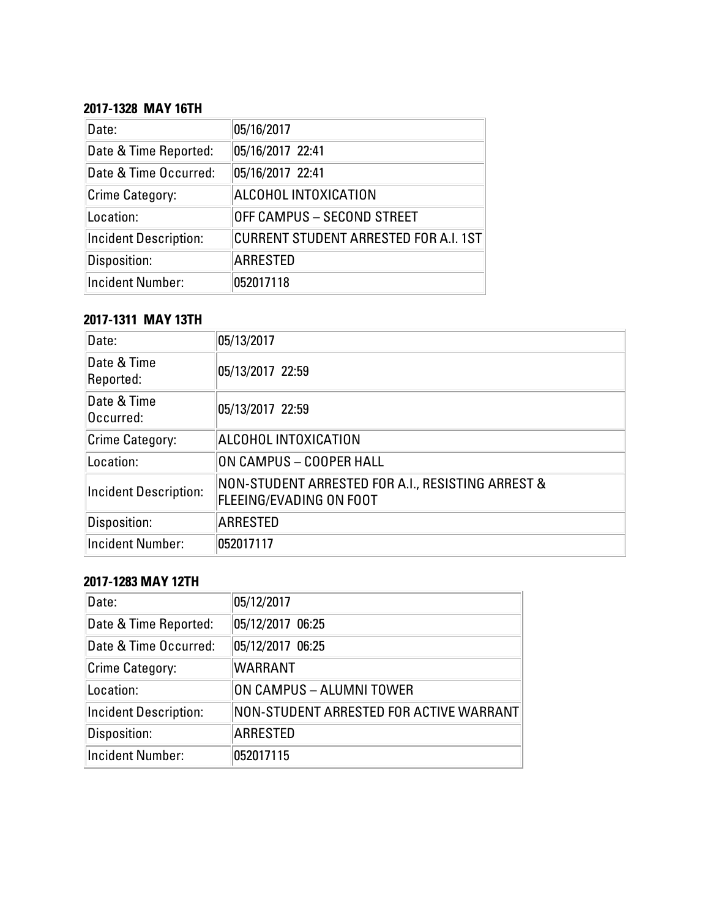**2017-1328 MAY 16TH**

| | |
|---|---|
| Date: | 05/16/2017 |
| Date & Time Reported: | 05/16/2017 22:41 |
| Date & Time Occurred: | 05/16/2017 22:41 |
| Crime Category: | ALCOHOL INTOXICATION |
| Location: | OFF CAMPUS – SECOND STREET |
| Incident Description: | CURRENT STUDENT ARRESTED FOR A.I. 1ST |
| Disposition: | ARRESTED |
| Incident Number: | 052017118 |

**2017-1311 MAY 13TH**

| | |
|---|---|
| Date: | 05/13/2017 |
| Date & Time Reported: | 05/13/2017 22:59 |
| Date & Time Occurred: | 05/13/2017 22:59 |
| Crime Category: | ALCOHOL INTOXICATION |
| Location: | ON CAMPUS – COOPER HALL |
| Incident Description: | NON-STUDENT ARRESTED FOR A.I., RESISTING ARREST & FLEEING/EVADING ON FOOT |
| Disposition: | ARRESTED |
| Incident Number: | 052017117 |

**2017-1283 MAY 12TH**

| | |
|---|---|
| Date: | 05/12/2017 |
| Date & Time Reported: | 05/12/2017 06:25 |
| Date & Time Occurred: | 05/12/2017 06:25 |
| Crime Category: | WARRANT |
| Location: | ON CAMPUS – ALUMNI TOWER |
| Incident Description: | NON-STUDENT ARRESTED FOR ACTIVE WARRANT |
| Disposition: | ARRESTED |
| Incident Number: | 052017115 |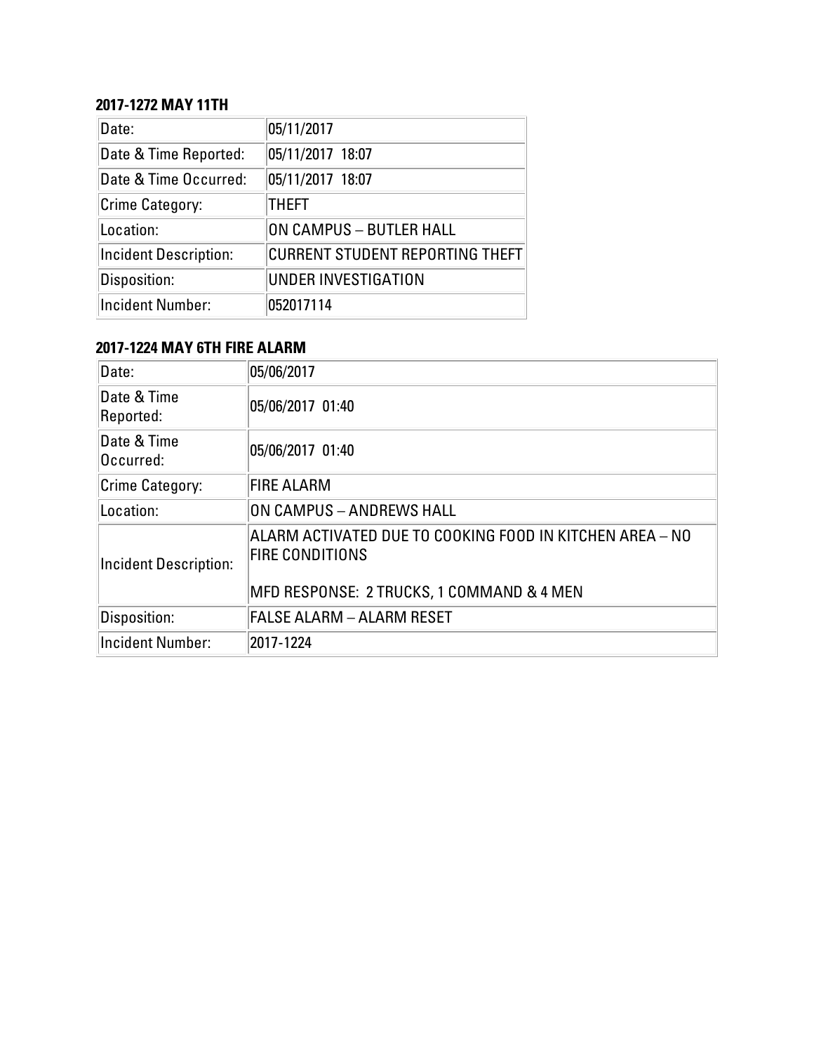### 2017-1272 MAY 11TH

| | |
|---|---|
| Date: | 05/11/2017 |
| Date & Time Reported: | 05/11/2017 18:07 |
| Date & Time Occurred: | 05/11/2017 18:07 |
| Crime Category: | THEFT |
| Location: | ON CAMPUS – BUTLER HALL |
| Incident Description: | CURRENT STUDENT REPORTING THEFT |
| Disposition: | UNDER INVESTIGATION |
| Incident Number: | 052017114 |

### 2017-1224 MAY 6TH FIRE ALARM

| | |
|---|---|
| Date: | 05/06/2017 |
| Date & Time Reported: | 05/06/2017 01:40 |
| Date & Time Occurred: | 05/06/2017 01:40 |
| Crime Category: | FIRE ALARM |
| Location: | ON CAMPUS – ANDREWS HALL |
| Incident Description: | ALARM ACTIVATED DUE TO COOKING FOOD IN KITCHEN AREA – NO FIRE CONDITIONS<br><br>MFD RESPONSE: 2 TRUCKS, 1 COMMAND & 4 MEN |
| Disposition: | FALSE ALARM – ALARM RESET |
| Incident Number: | 2017-1224 |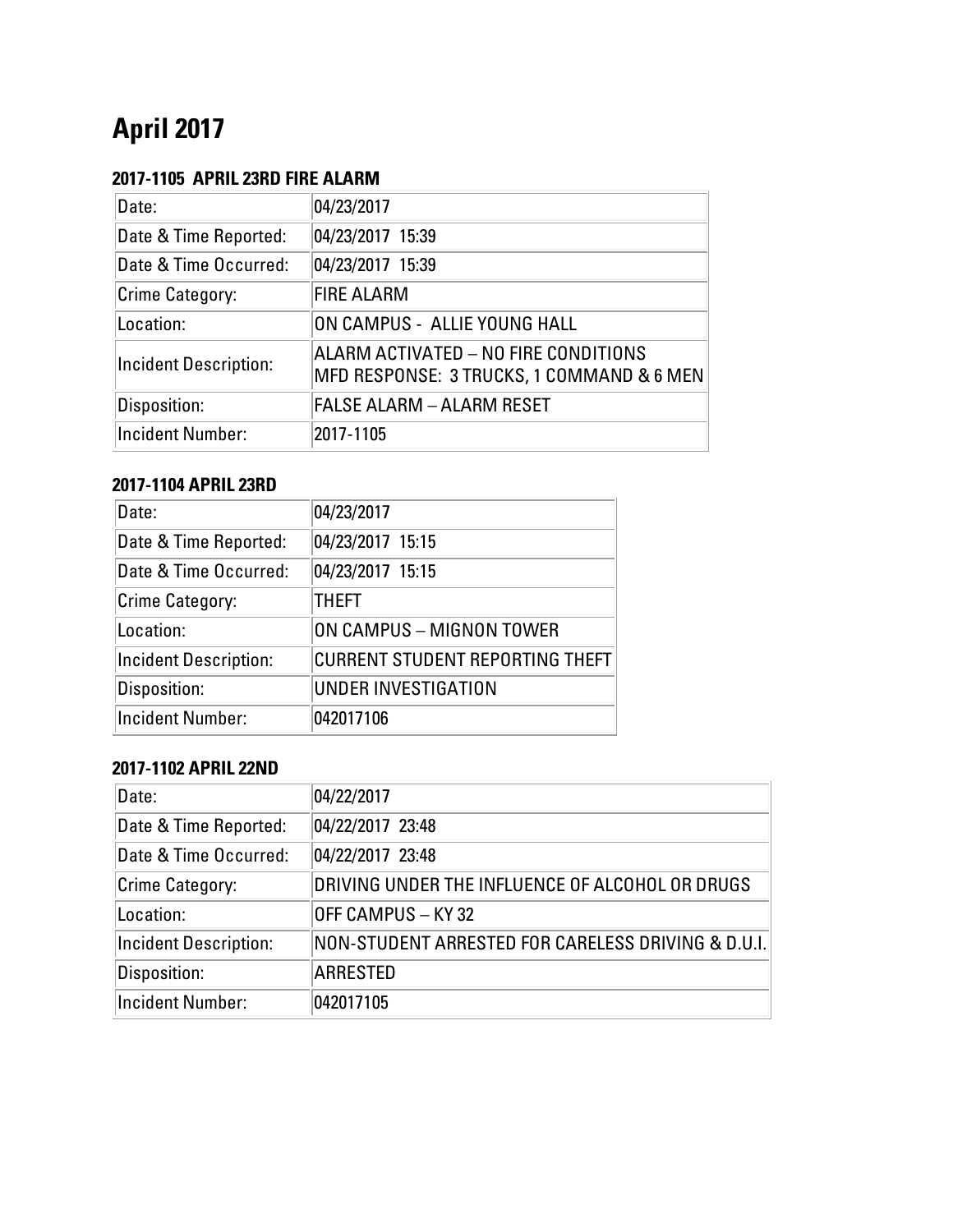# April 2017

### 2017-1105  APRIL 23RD FIRE ALARM

| Date: | 04/23/2017 |
|---|---|
| Date & Time Reported: | 04/23/2017  15:39 |
| Date & Time Occurred: | 04/23/2017  15:39 |
| Crime Category: | FIRE ALARM |
| Location: | ON CAMPUS -  ALLIE YOUNG HALL |
| Incident Description: | ALARM ACTIVATED – NO FIRE CONDITIONS MFD RESPONSE:  3 TRUCKS, 1 COMMAND & 6 MEN |
| Disposition: | FALSE ALARM – ALARM RESET |
| Incident Number: | 2017-1105 |

### 2017-1104 APRIL 23RD

| Date: | 04/23/2017 |
|---|---|
| Date & Time Reported: | 04/23/2017  15:15 |
| Date & Time Occurred: | 04/23/2017  15:15 |
| Crime Category: | THEFT |
| Location: | ON CAMPUS – MIGNON TOWER |
| Incident Description: | CURRENT STUDENT REPORTING THEFT |
| Disposition: | UNDER INVESTIGATION |
| Incident Number: | 042017106 |

### 2017-1102 APRIL 22ND

| Date: | 04/22/2017 |
|---|---|
| Date & Time Reported: | 04/22/2017  23:48 |
| Date & Time Occurred: | 04/22/2017  23:48 |
| Crime Category: | DRIVING UNDER THE INFLUENCE OF ALCOHOL OR DRUGS |
| Location: | OFF CAMPUS – KY 32 |
| Incident Description: | NON-STUDENT ARRESTED FOR CARELESS DRIVING & D.U.I. |
| Disposition: | ARRESTED |
| Incident Number: | 042017105 |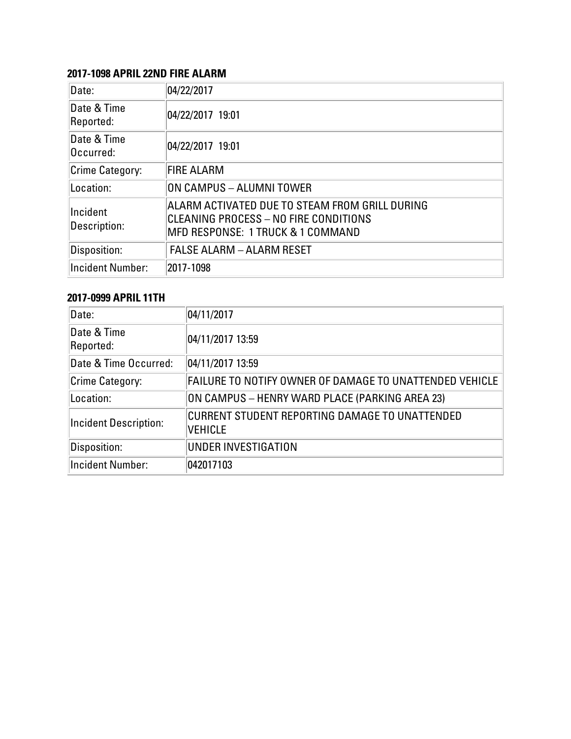### 2017-1098 APRIL 22ND FIRE ALARM

| | |
|---|---|
| Date: | 04/22/2017 |
| Date & Time Reported: | 04/22/2017 19:01 |
| Date & Time Occurred: | 04/22/2017 19:01 |
| Crime Category: | FIRE ALARM |
| Location: | ON CAMPUS – ALUMNI TOWER |
| Incident Description: | ALARM ACTIVATED DUE TO STEAM FROM GRILL DURING CLEANING PROCESS – NO FIRE CONDITIONS<br>MFD RESPONSE: 1 TRUCK & 1 COMMAND |
| Disposition: | FALSE ALARM – ALARM RESET |
| Incident Number: | 2017-1098 |

### 2017-0999 APRIL 11TH

| | |
|---|---|
| Date: | 04/11/2017 |
| Date & Time Reported: | 04/11/2017 13:59 |
| Date & Time Occurred: | 04/11/2017 13:59 |
| Crime Category: | FAILURE TO NOTIFY OWNER OF DAMAGE TO UNATTENDED VEHICLE |
| Location: | ON CAMPUS – HENRY WARD PLACE (PARKING AREA 23) |
| Incident Description: | CURRENT STUDENT REPORTING DAMAGE TO UNATTENDED VEHICLE |
| Disposition: | UNDER INVESTIGATION |
| Incident Number: | 042017103 |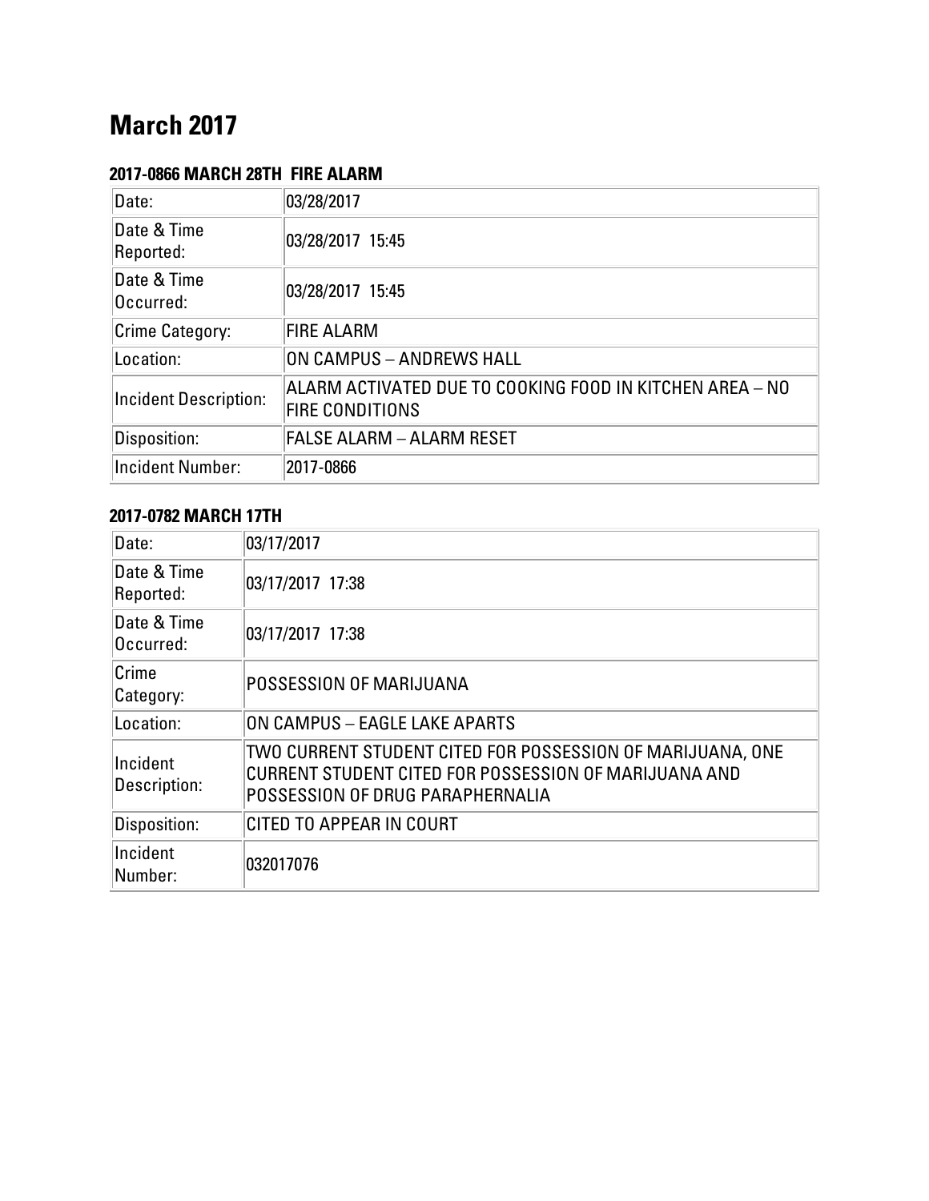# March 2017

### 2017-0866 MARCH 28TH FIRE ALARM

| Date: | 03/28/2017 |
|---|---|
| Date & Time Reported: | 03/28/2017 15:45 |
| Date & Time Occurred: | 03/28/2017 15:45 |
| Crime Category: | FIRE ALARM |
| Location: | ON CAMPUS – ANDREWS HALL |
| Incident Description: | ALARM ACTIVATED DUE TO COOKING FOOD IN KITCHEN AREA – NO FIRE CONDITIONS |
| Disposition: | FALSE ALARM – ALARM RESET |
| Incident Number: | 2017-0866 |

### 2017-0782 MARCH 17TH

| Date: | 03/17/2017 |
|---|---|
| Date & Time Reported: | 03/17/2017 17:38 |
| Date & Time Occurred: | 03/17/2017 17:38 |
| Crime Category: | POSSESSION OF MARIJUANA |
| Location: | ON CAMPUS – EAGLE LAKE APARTS |
| Incident Description: | TWO CURRENT STUDENT CITED FOR POSSESSION OF MARIJUANA, ONE CURRENT STUDENT CITED FOR POSSESSION OF MARIJUANA AND POSSESSION OF DRUG PARAPHERNALIA |
| Disposition: | CITED TO APPEAR IN COURT |
| Incident Number: | 032017076 |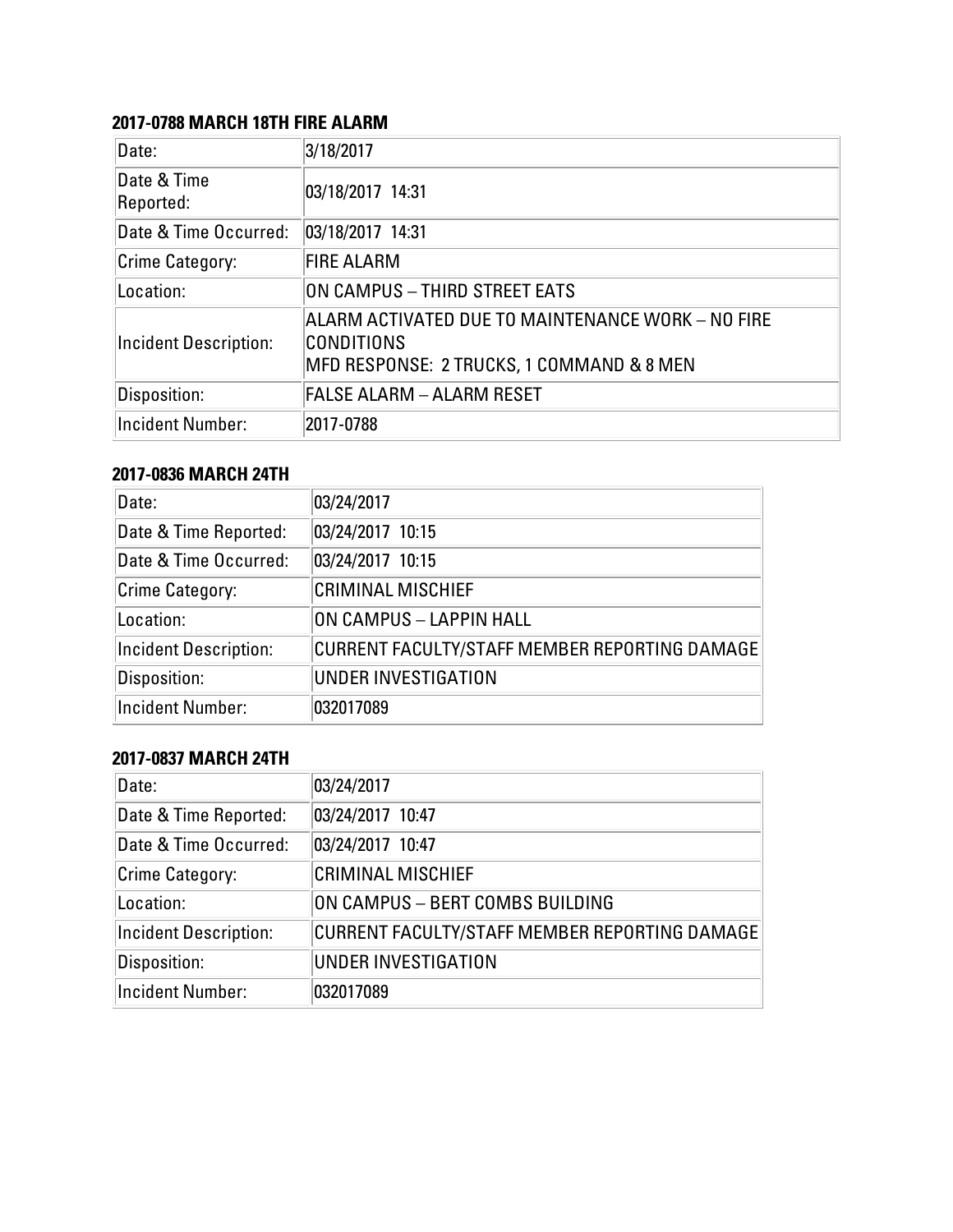**2017-0788 MARCH 18TH FIRE ALARM**

| | |
|---|---|
| Date: | 3/18/2017 |
| Date & Time Reported: | 03/18/2017 14:31 |
| Date & Time Occurred: | 03/18/2017 14:31 |
| Crime Category: | FIRE ALARM |
| Location: | ON CAMPUS – THIRD STREET EATS |
| Incident Description: | ALARM ACTIVATED DUE TO MAINTENANCE WORK – NO FIRE CONDITIONS<br>MFD RESPONSE: 2 TRUCKS, 1 COMMAND & 8 MEN |
| Disposition: | FALSE ALARM – ALARM RESET |
| Incident Number: | 2017-0788 |

**2017-0836 MARCH 24TH**

| | |
|---|---|
| Date: | 03/24/2017 |
| Date & Time Reported: | 03/24/2017 10:15 |
| Date & Time Occurred: | 03/24/2017 10:15 |
| Crime Category: | CRIMINAL MISCHIEF |
| Location: | ON CAMPUS – LAPPIN HALL |
| Incident Description: | CURRENT FACULTY/STAFF MEMBER REPORTING DAMAGE |
| Disposition: | UNDER INVESTIGATION |
| Incident Number: | 032017089 |

**2017-0837 MARCH 24TH**

| | |
|---|---|
| Date: | 03/24/2017 |
| Date & Time Reported: | 03/24/2017 10:47 |
| Date & Time Occurred: | 03/24/2017 10:47 |
| Crime Category: | CRIMINAL MISCHIEF |
| Location: | ON CAMPUS – BERT COMBS BUILDING |
| Incident Description: | CURRENT FACULTY/STAFF MEMBER REPORTING DAMAGE |
| Disposition: | UNDER INVESTIGATION |
| Incident Number: | 032017089 |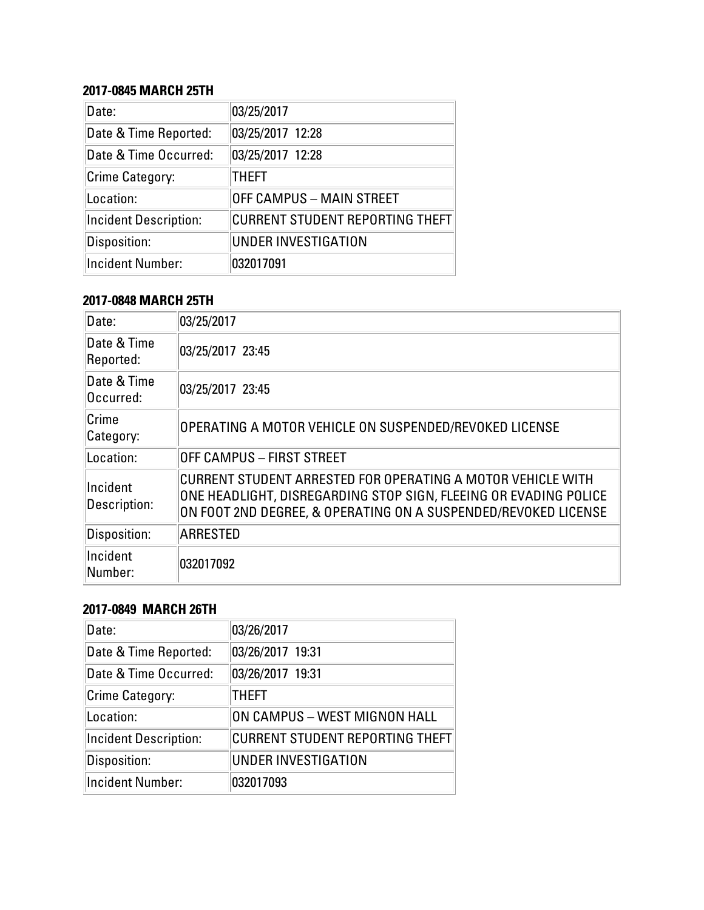**2017-0845 MARCH 25TH**

| Date: | 03/25/2017 |
|---|---|
| Date & Time Reported: | 03/25/2017 12:28 |
| Date & Time Occurred: | 03/25/2017 12:28 |
| Crime Category: | THEFT |
| Location: | OFF CAMPUS – MAIN STREET |
| Incident Description: | CURRENT STUDENT REPORTING THEFT |
| Disposition: | UNDER INVESTIGATION |
| Incident Number: | 032017091 |

**2017-0848 MARCH 25TH**

| Date: | 03/25/2017 |
|---|---|
| Date & Time Reported: | 03/25/2017 23:45 |
| Date & Time Occurred: | 03/25/2017 23:45 |
| Crime Category: | OPERATING A MOTOR VEHICLE ON SUSPENDED/REVOKED LICENSE |
| Location: | OFF CAMPUS – FIRST STREET |
| Incident Description: | CURRENT STUDENT ARRESTED FOR OPERATING A MOTOR VEHICLE WITH ONE HEADLIGHT, DISREGARDING STOP SIGN, FLEEING OR EVADING POLICE ON FOOT 2ND DEGREE, & OPERATING ON A SUSPENDED/REVOKED LICENSE |
| Disposition: | ARRESTED |
| Incident Number: | 032017092 |

**2017-0849 MARCH 26TH**

| Date: | 03/26/2017 |
|---|---|
| Date & Time Reported: | 03/26/2017 19:31 |
| Date & Time Occurred: | 03/26/2017 19:31 |
| Crime Category: | THEFT |
| Location: | ON CAMPUS – WEST MIGNON HALL |
| Incident Description: | CURRENT STUDENT REPORTING THEFT |
| Disposition: | UNDER INVESTIGATION |
| Incident Number: | 032017093 |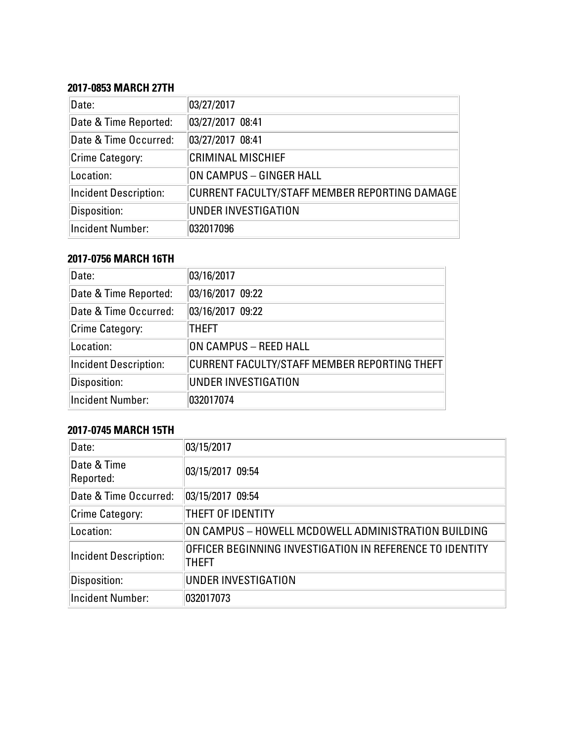**2017-0853 MARCH 27TH**

| | |
|---|---|
| Date: | 03/27/2017 |
| Date & Time Reported: | 03/27/2017 08:41 |
| Date & Time Occurred: | 03/27/2017 08:41 |
| Crime Category: | CRIMINAL MISCHIEF |
| Location: | ON CAMPUS – GINGER HALL |
| Incident Description: | CURRENT FACULTY/STAFF MEMBER REPORTING DAMAGE |
| Disposition: | UNDER INVESTIGATION |
| Incident Number: | 032017096 |

**2017-0756 MARCH 16TH**

| | |
|---|---|
| Date: | 03/16/2017 |
| Date & Time Reported: | 03/16/2017 09:22 |
| Date & Time Occurred: | 03/16/2017 09:22 |
| Crime Category: | THEFT |
| Location: | ON CAMPUS – REED HALL |
| Incident Description: | CURRENT FACULTY/STAFF MEMBER REPORTING THEFT |
| Disposition: | UNDER INVESTIGATION |
| Incident Number: | 032017074 |

**2017-0745 MARCH 15TH**

| | |
|---|---|
| Date: | 03/15/2017 |
| Date & Time Reported: | 03/15/2017 09:54 |
| Date & Time Occurred: | 03/15/2017 09:54 |
| Crime Category: | THEFT OF IDENTITY |
| Location: | ON CAMPUS – HOWELL MCDOWELL ADMINISTRATION BUILDING |
| Incident Description: | OFFICER BEGINNING INVESTIGATION IN REFERENCE TO IDENTITY THEFT |
| Disposition: | UNDER INVESTIGATION |
| Incident Number: | 032017073 |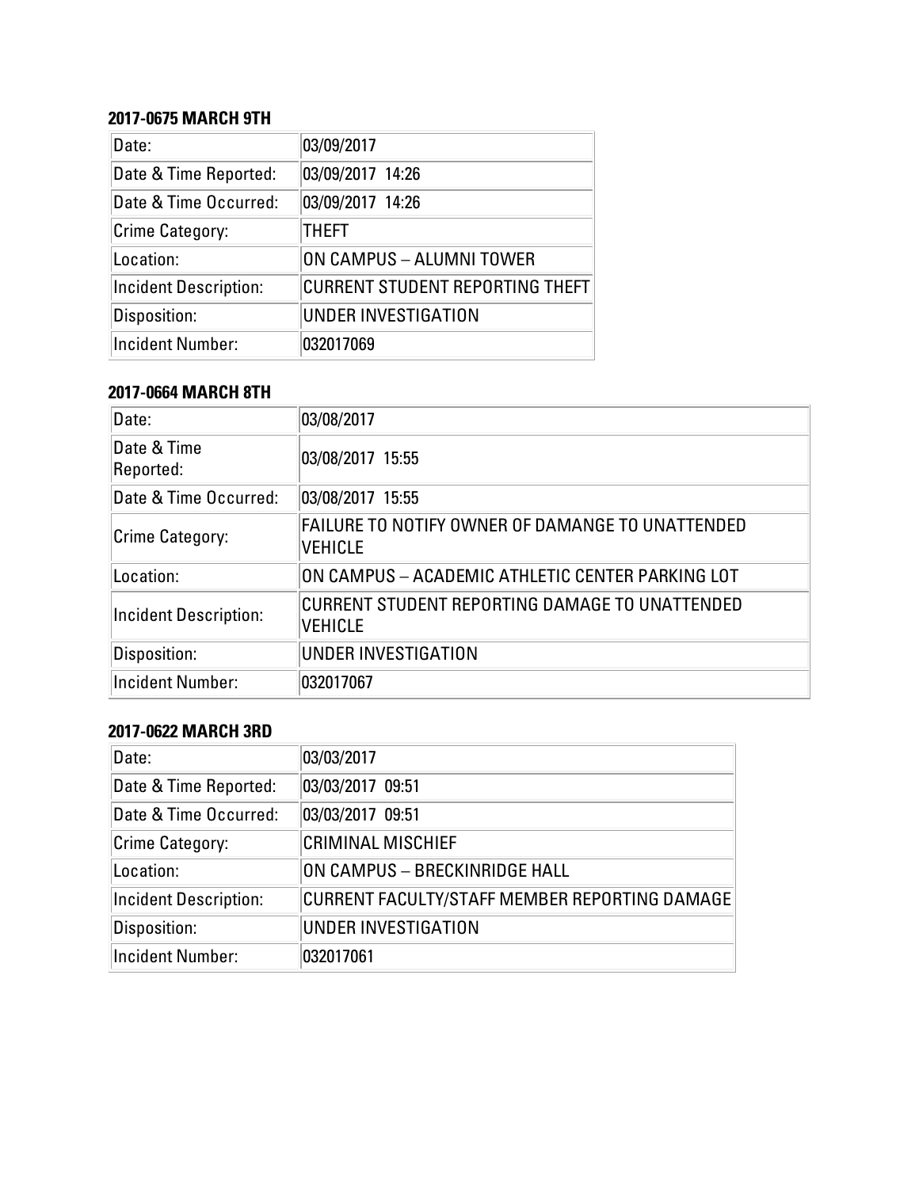**2017-0675 MARCH 9TH**

| Date: | 03/09/2017 |
|---|---|
| Date & Time Reported: | 03/09/2017 14:26 |
| Date & Time Occurred: | 03/09/2017 14:26 |
| Crime Category: | THEFT |
| Location: | ON CAMPUS – ALUMNI TOWER |
| Incident Description: | CURRENT STUDENT REPORTING THEFT |
| Disposition: | UNDER INVESTIGATION |
| Incident Number: | 032017069 |

**2017-0664 MARCH 8TH**

| Date: | 03/08/2017 |
|---|---|
| Date & Time Reported: | 03/08/2017 15:55 |
| Date & Time Occurred: | 03/08/2017 15:55 |
| Crime Category: | FAILURE TO NOTIFY OWNER OF DAMANGE TO UNATTENDED VEHICLE |
| Location: | ON CAMPUS – ACADEMIC ATHLETIC CENTER PARKING LOT |
| Incident Description: | CURRENT STUDENT REPORTING DAMAGE TO UNATTENDED VEHICLE |
| Disposition: | UNDER INVESTIGATION |
| Incident Number: | 032017067 |

**2017-0622 MARCH 3RD**

| Date: | 03/03/2017 |
|---|---|
| Date & Time Reported: | 03/03/2017 09:51 |
| Date & Time Occurred: | 03/03/2017 09:51 |
| Crime Category: | CRIMINAL MISCHIEF |
| Location: | ON CAMPUS – BRECKINRIDGE HALL |
| Incident Description: | CURRENT FACULTY/STAFF MEMBER REPORTING DAMAGE |
| Disposition: | UNDER INVESTIGATION |
| Incident Number: | 032017061 |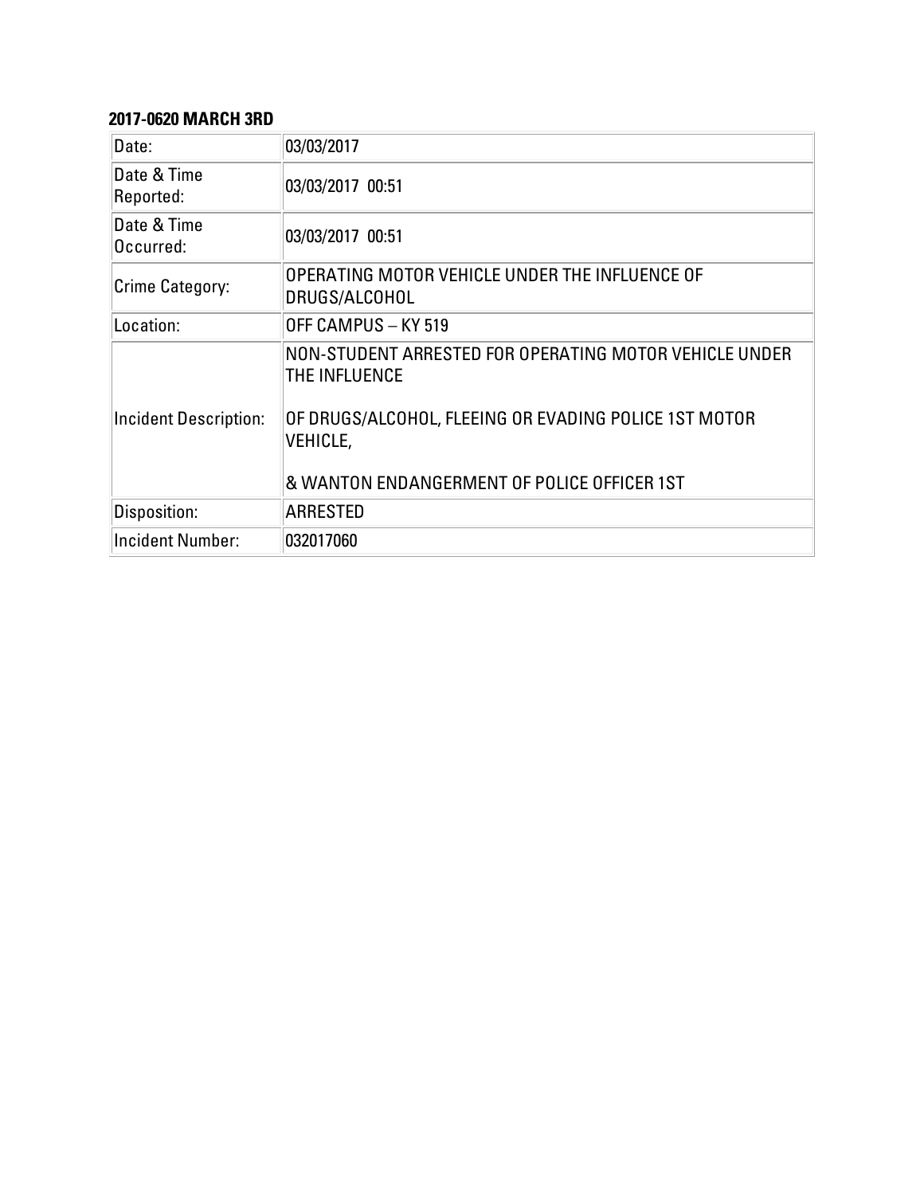**2017-0620 MARCH 3RD**

| Date: | 03/03/2017 |
|---|---|
| Date & Time Reported: | 03/03/2017 00:51 |
| Date & Time Occurred: | 03/03/2017 00:51 |
| Crime Category: | OPERATING MOTOR VEHICLE UNDER THE INFLUENCE OF DRUGS/ALCOHOL |
| Location: | OFF CAMPUS – KY 519 |
| Incident Description: | NON-STUDENT ARRESTED FOR OPERATING MOTOR VEHICLE UNDER THE INFLUENCE<br><br>OF DRUGS/ALCOHOL, FLEEING OR EVADING POLICE 1ST MOTOR VEHICLE,<br><br>& WANTON ENDANGERMENT OF POLICE OFFICER 1ST |
| Disposition: | ARRESTED |
| Incident Number: | 032017060 |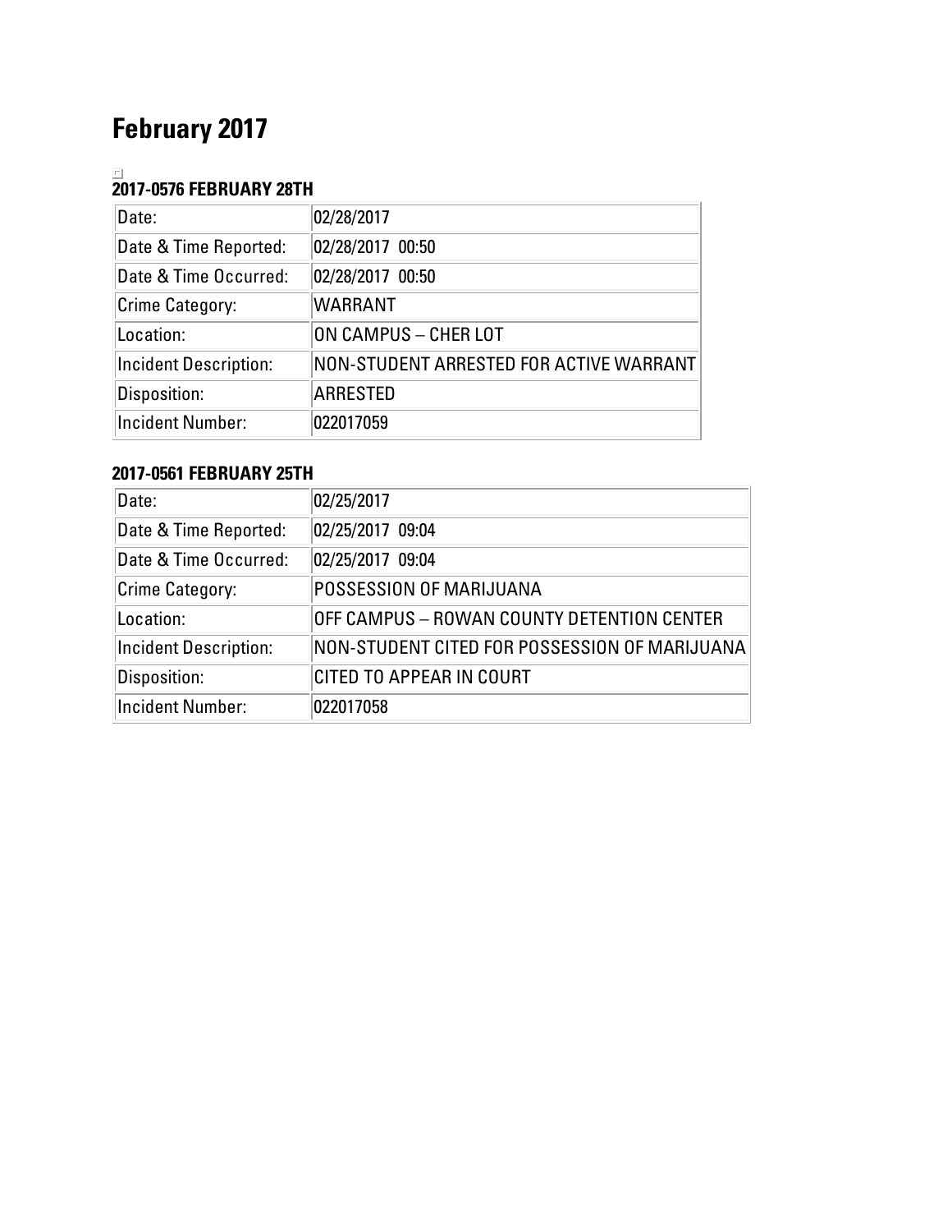# February 2017

### 2017-0576 FEBRUARY 28TH

| | |
|---|---|
| Date: | 02/28/2017 |
| Date & Time Reported: | 02/28/2017 00:50 |
| Date & Time Occurred: | 02/28/2017 00:50 |
| Crime Category: | WARRANT |
| Location: | ON CAMPUS – CHER LOT |
| Incident Description: | NON-STUDENT ARRESTED FOR ACTIVE WARRANT |
| Disposition: | ARRESTED |
| Incident Number: | 022017059 |

### 2017-0561 FEBRUARY 25TH

| | |
|---|---|
| Date: | 02/25/2017 |
| Date & Time Reported: | 02/25/2017 09:04 |
| Date & Time Occurred: | 02/25/2017 09:04 |
| Crime Category: | POSSESSION OF MARIJUANA |
| Location: | OFF CAMPUS – ROWAN COUNTY DETENTION CENTER |
| Incident Description: | NON-STUDENT CITED FOR POSSESSION OF MARIJUANA |
| Disposition: | CITED TO APPEAR IN COURT |
| Incident Number: | 022017058 |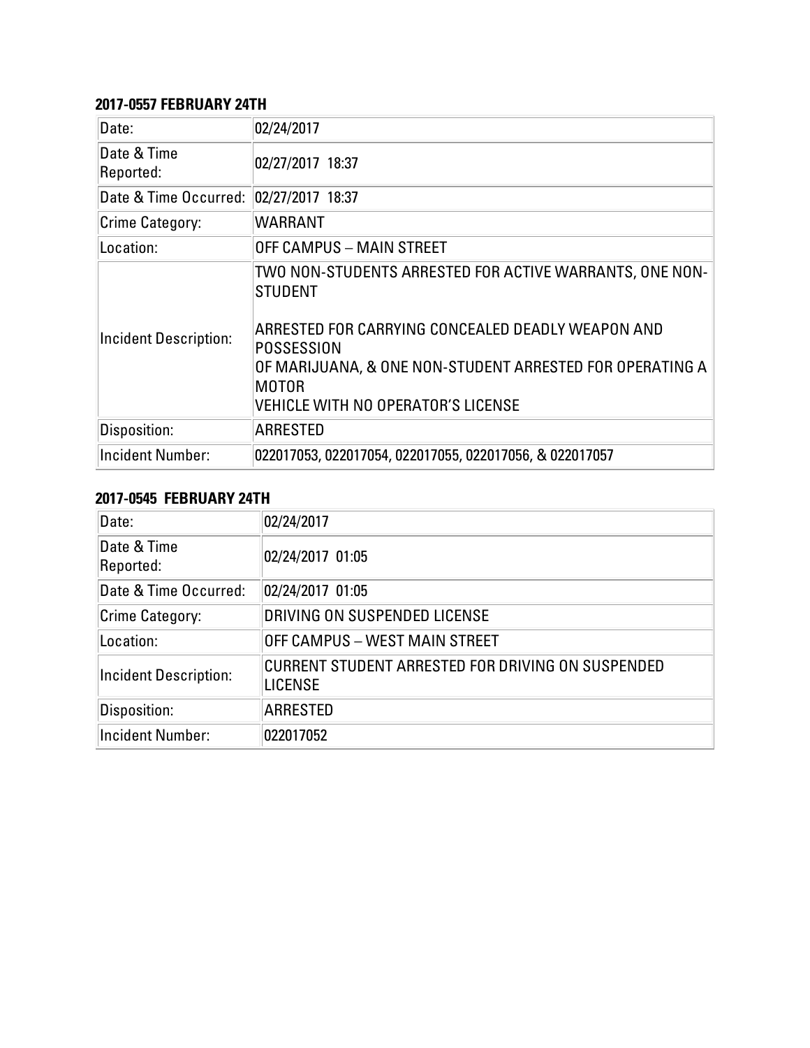**2017-0557 FEBRUARY 24TH**

| Date: | 02/24/2017 |
|---|---|
| Date & Time Reported: | 02/27/2017 18:37 |
| Date & Time Occurred: | 02/27/2017 18:37 |
| Crime Category: | WARRANT |
| Location: | OFF CAMPUS – MAIN STREET |
| Incident Description: | TWO NON-STUDENTS ARRESTED FOR ACTIVE WARRANTS, ONE NON-STUDENT<br><br>ARRESTED FOR CARRYING CONCEALED DEADLY WEAPON AND POSSESSION<br>OF MARIJUANA, & ONE NON-STUDENT ARRESTED FOR OPERATING A MOTOR<br>VEHICLE WITH NO OPERATOR'S LICENSE |
| Disposition: | ARRESTED |
| Incident Number: | 022017053, 022017054, 022017055, 022017056, & 022017057 |

**2017-0545 FEBRUARY 24TH**

| Date: | 02/24/2017 |
|---|---|
| Date & Time Reported: | 02/24/2017 01:05 |
| Date & Time Occurred: | 02/24/2017 01:05 |
| Crime Category: | DRIVING ON SUSPENDED LICENSE |
| Location: | OFF CAMPUS – WEST MAIN STREET |
| Incident Description: | CURRENT STUDENT ARRESTED FOR DRIVING ON SUSPENDED LICENSE |
| Disposition: | ARRESTED |
| Incident Number: | 022017052 |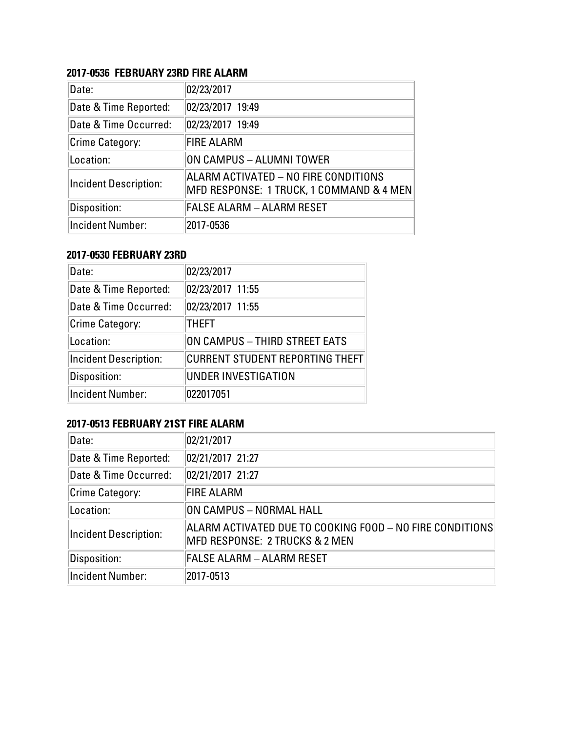**2017-0536 FEBRUARY 23RD FIRE ALARM**

| | |
|---|---|
| Date: | 02/23/2017 |
| Date & Time Reported: | 02/23/2017 19:49 |
| Date & Time Occurred: | 02/23/2017 19:49 |
| Crime Category: | FIRE ALARM |
| Location: | ON CAMPUS – ALUMNI TOWER |
| Incident Description: | ALARM ACTIVATED – NO FIRE CONDITIONS MFD RESPONSE: 1 TRUCK, 1 COMMAND & 4 MEN |
| Disposition: | FALSE ALARM – ALARM RESET |
| Incident Number: | 2017-0536 |

**2017-0530 FEBRUARY 23RD**

| | |
|---|---|
| Date: | 02/23/2017 |
| Date & Time Reported: | 02/23/2017 11:55 |
| Date & Time Occurred: | 02/23/2017 11:55 |
| Crime Category: | THEFT |
| Location: | ON CAMPUS – THIRD STREET EATS |
| Incident Description: | CURRENT STUDENT REPORTING THEFT |
| Disposition: | UNDER INVESTIGATION |
| Incident Number: | 022017051 |

**2017-0513 FEBRUARY 21ST FIRE ALARM**

| | |
|---|---|
| Date: | 02/21/2017 |
| Date & Time Reported: | 02/21/2017 21:27 |
| Date & Time Occurred: | 02/21/2017 21:27 |
| Crime Category: | FIRE ALARM |
| Location: | ON CAMPUS – NORMAL HALL |
| Incident Description: | ALARM ACTIVATED DUE TO COOKING FOOD – NO FIRE CONDITIONS MFD RESPONSE: 2 TRUCKS & 2 MEN |
| Disposition: | FALSE ALARM – ALARM RESET |
| Incident Number: | 2017-0513 |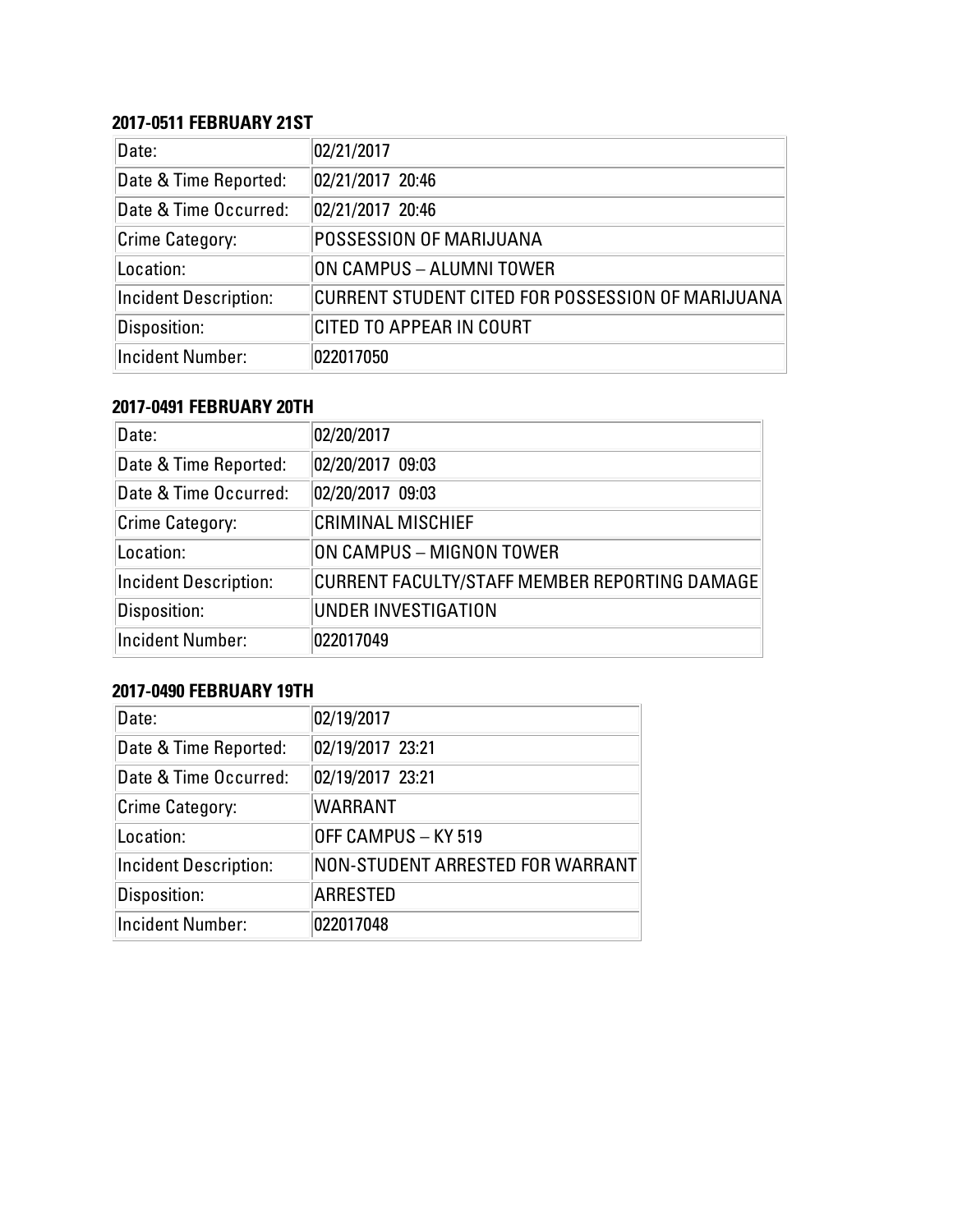### 2017-0511 FEBRUARY 21ST

| | |
|---|---|
| Date: | 02/21/2017 |
| Date & Time Reported: | 02/21/2017 20:46 |
| Date & Time Occurred: | 02/21/2017 20:46 |
| Crime Category: | POSSESSION OF MARIJUANA |
| Location: | ON CAMPUS – ALUMNI TOWER |
| Incident Description: | CURRENT STUDENT CITED FOR POSSESSION OF MARIJUANA |
| Disposition: | CITED TO APPEAR IN COURT |
| Incident Number: | 022017050 |

### 2017-0491 FEBRUARY 20TH

| | |
|---|---|
| Date: | 02/20/2017 |
| Date & Time Reported: | 02/20/2017 09:03 |
| Date & Time Occurred: | 02/20/2017 09:03 |
| Crime Category: | CRIMINAL MISCHIEF |
| Location: | ON CAMPUS – MIGNON TOWER |
| Incident Description: | CURRENT FACULTY/STAFF MEMBER REPORTING DAMAGE |
| Disposition: | UNDER INVESTIGATION |
| Incident Number: | 022017049 |

### 2017-0490 FEBRUARY 19TH

| | |
|---|---|
| Date: | 02/19/2017 |
| Date & Time Reported: | 02/19/2017 23:21 |
| Date & Time Occurred: | 02/19/2017 23:21 |
| Crime Category: | WARRANT |
| Location: | OFF CAMPUS – KY 519 |
| Incident Description: | NON-STUDENT ARRESTED FOR WARRANT |
| Disposition: | ARRESTED |
| Incident Number: | 022017048 |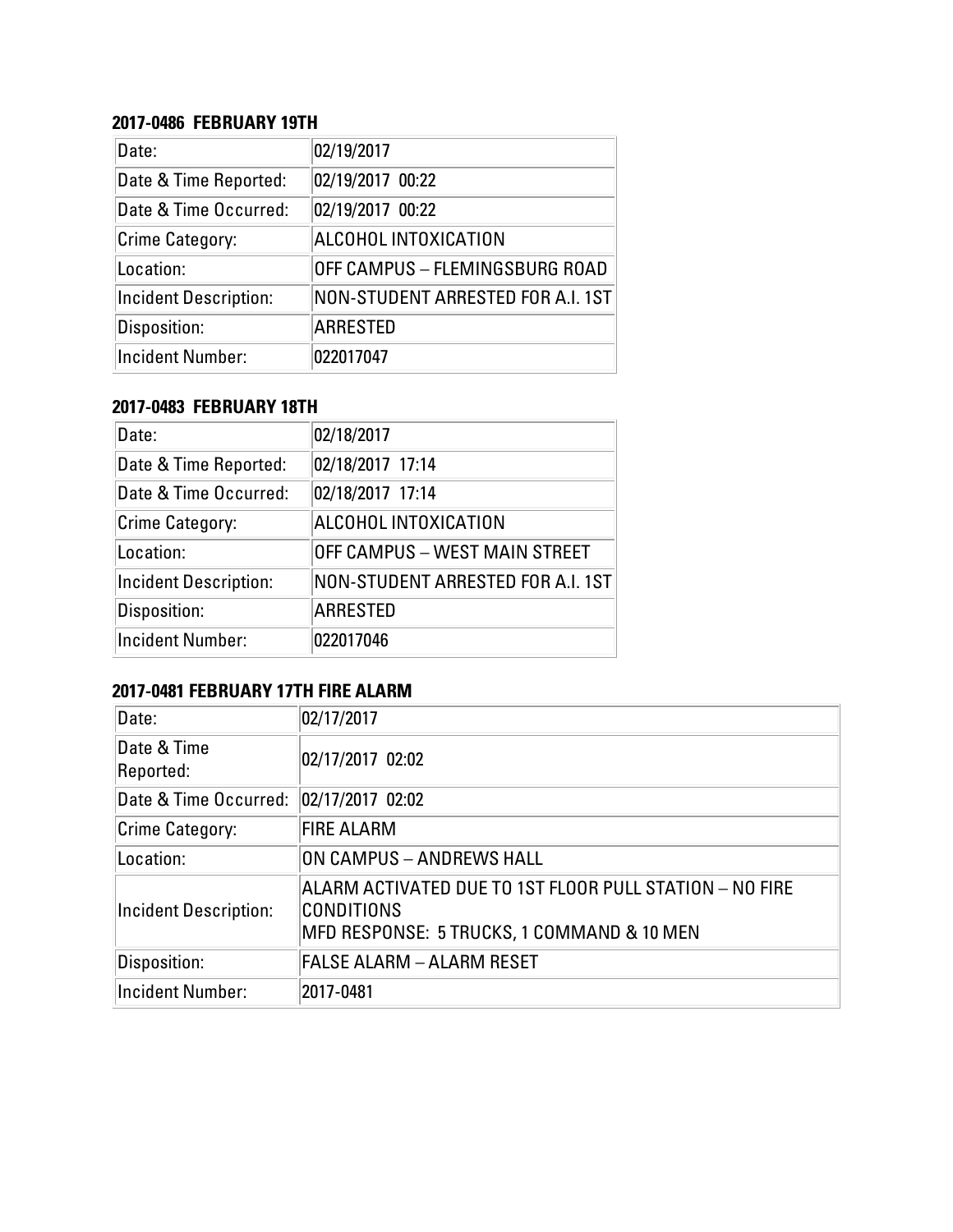**2017-0486  FEBRUARY 19TH**

| Date: | 02/19/2017 |
|---|---|
| Date & Time Reported: | 02/19/2017  00:22 |
| Date & Time Occurred: | 02/19/2017  00:22 |
| Crime Category: | ALCOHOL INTOXICATION |
| Location: | OFF CAMPUS – FLEMINGSBURG ROAD |
| Incident Description: | NON-STUDENT ARRESTED FOR A.I. 1ST |
| Disposition: | ARRESTED |
| Incident Number: | 022017047 |

**2017-0483  FEBRUARY 18TH**

| Date: | 02/18/2017 |
|---|---|
| Date & Time Reported: | 02/18/2017  17:14 |
| Date & Time Occurred: | 02/18/2017  17:14 |
| Crime Category: | ALCOHOL INTOXICATION |
| Location: | OFF CAMPUS – WEST MAIN STREET |
| Incident Description: | NON-STUDENT ARRESTED FOR A.I. 1ST |
| Disposition: | ARRESTED |
| Incident Number: | 022017046 |

**2017-0481 FEBRUARY 17TH FIRE ALARM**

| Date: | 02/17/2017 |
|---|---|
| Date & Time Reported: | 02/17/2017  02:02 |
| Date & Time Occurred: | 02/17/2017  02:02 |
| Crime Category: | FIRE ALARM |
| Location: | ON CAMPUS – ANDREWS HALL |
| Incident Description: | ALARM ACTIVATED DUE TO 1ST FLOOR PULL STATION – NO FIRE CONDITIONS<br>MFD RESPONSE:  5 TRUCKS, 1 COMMAND & 10 MEN |
| Disposition: | FALSE ALARM – ALARM RESET |
| Incident Number: | 2017-0481 |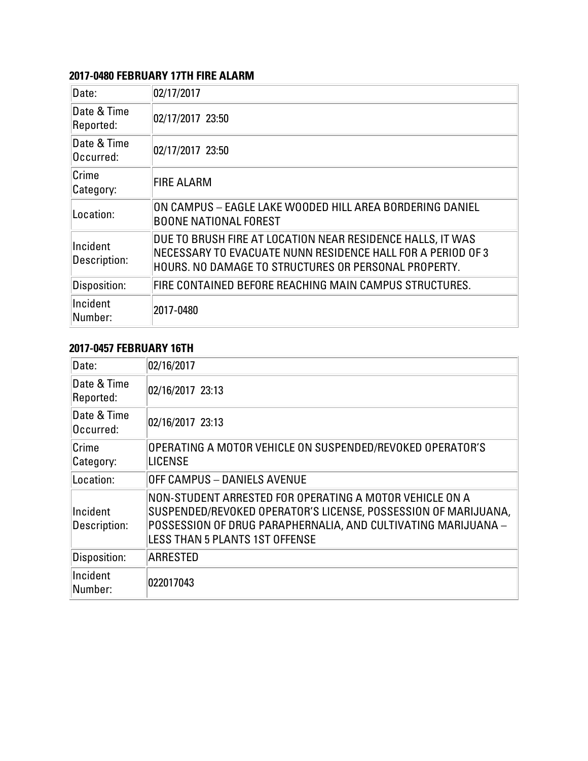### 2017-0480 FEBRUARY 17TH FIRE ALARM

| Date: | 02/17/2017 |
|---|---|
| Date & Time Reported: | 02/17/2017 23:50 |
| Date & Time Occurred: | 02/17/2017 23:50 |
| Crime Category: | FIRE ALARM |
| Location: | ON CAMPUS – EAGLE LAKE WOODED HILL AREA BORDERING DANIEL BOONE NATIONAL FOREST |
| Incident Description: | DUE TO BRUSH FIRE AT LOCATION NEAR RESIDENCE HALLS, IT WAS NECESSARY TO EVACUATE NUNN RESIDENCE HALL FOR A PERIOD OF 3 HOURS. NO DAMAGE TO STRUCTURES OR PERSONAL PROPERTY. |
| Disposition: | FIRE CONTAINED BEFORE REACHING MAIN CAMPUS STRUCTURES. |
| Incident Number: | 2017-0480 |

### 2017-0457 FEBRUARY 16TH

| Date: | 02/16/2017 |
|---|---|
| Date & Time Reported: | 02/16/2017 23:13 |
| Date & Time Occurred: | 02/16/2017 23:13 |
| Crime Category: | OPERATING A MOTOR VEHICLE ON SUSPENDED/REVOKED OPERATOR'S LICENSE |
| Location: | OFF CAMPUS – DANIELS AVENUE |
| Incident Description: | NON-STUDENT ARRESTED FOR OPERATING A MOTOR VEHICLE ON A SUSPENDED/REVOKED OPERATOR'S LICENSE, POSSESSION OF MARIJUANA, POSSESSION OF DRUG PARAPHERNALIA, AND CULTIVATING MARIJUANA – LESS THAN 5 PLANTS 1ST OFFENSE |
| Disposition: | ARRESTED |
| Incident Number: | 022017043 |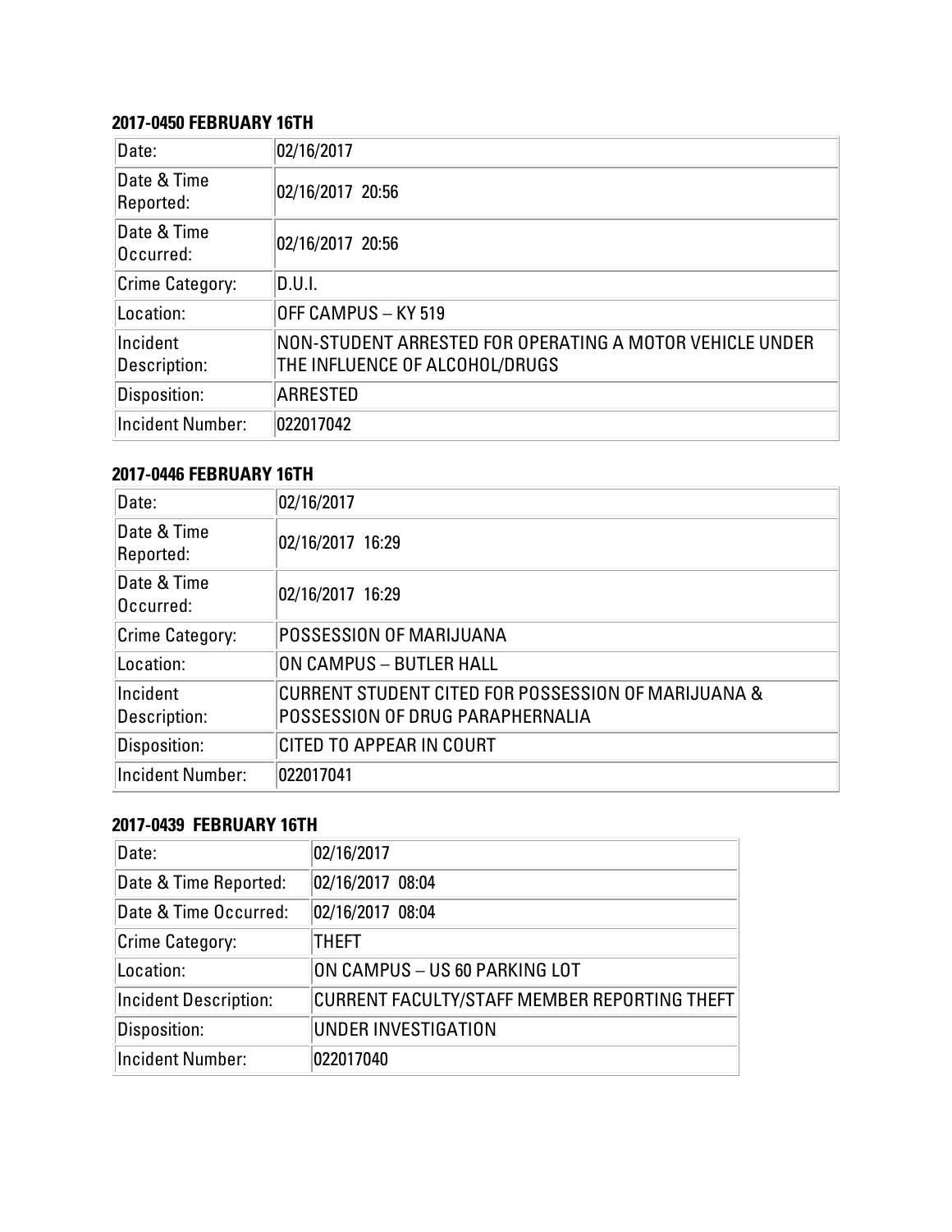**2017-0450 FEBRUARY 16TH**

| Date: | 02/16/2017 |
|---|---|
| Date & Time Reported: | 02/16/2017 20:56 |
| Date & Time Occurred: | 02/16/2017 20:56 |
| Crime Category: | D.U.I. |
| Location: | OFF CAMPUS – KY 519 |
| Incident Description: | NON-STUDENT ARRESTED FOR OPERATING A MOTOR VEHICLE UNDER THE INFLUENCE OF ALCOHOL/DRUGS |
| Disposition: | ARRESTED |
| Incident Number: | 022017042 |

**2017-0446 FEBRUARY 16TH**

| Date: | 02/16/2017 |
|---|---|
| Date & Time Reported: | 02/16/2017 16:29 |
| Date & Time Occurred: | 02/16/2017 16:29 |
| Crime Category: | POSSESSION OF MARIJUANA |
| Location: | ON CAMPUS – BUTLER HALL |
| Incident Description: | CURRENT STUDENT CITED FOR POSSESSION OF MARIJUANA & POSSESSION OF DRUG PARAPHERNALIA |
| Disposition: | CITED TO APPEAR IN COURT |
| Incident Number: | 022017041 |

**2017-0439 FEBRUARY 16TH**

| Date: | 02/16/2017 |
|---|---|
| Date & Time Reported: | 02/16/2017 08:04 |
| Date & Time Occurred: | 02/16/2017 08:04 |
| Crime Category: | THEFT |
| Location: | ON CAMPUS – US 60 PARKING LOT |
| Incident Description: | CURRENT FACULTY/STAFF MEMBER REPORTING THEFT |
| Disposition: | UNDER INVESTIGATION |
| Incident Number: | 022017040 |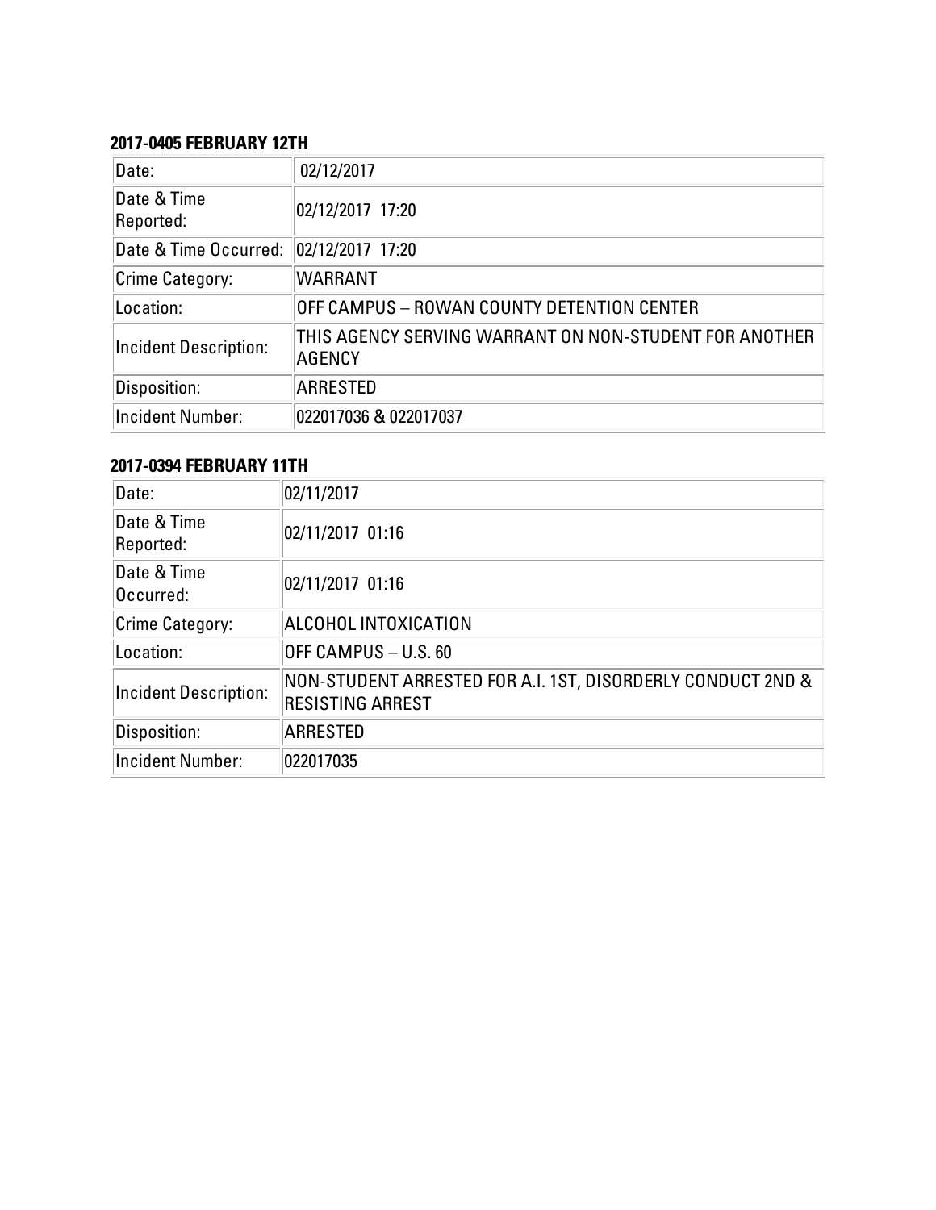**2017-0405 FEBRUARY 12TH**

| Date: | 02/12/2017 |
|---|---|
| Date & Time Reported: | 02/12/2017 17:20 |
| Date & Time Occurred: | 02/12/2017 17:20 |
| Crime Category: | WARRANT |
| Location: | OFF CAMPUS – ROWAN COUNTY DETENTION CENTER |
| Incident Description: | THIS AGENCY SERVING WARRANT ON NON-STUDENT FOR ANOTHER AGENCY |
| Disposition: | ARRESTED |
| Incident Number: | 022017036 & 022017037 |

**2017-0394 FEBRUARY 11TH**

| Date: | 02/11/2017 |
|---|---|
| Date & Time Reported: | 02/11/2017 01:16 |
| Date & Time Occurred: | 02/11/2017 01:16 |
| Crime Category: | ALCOHOL INTOXICATION |
| Location: | OFF CAMPUS – U.S. 60 |
| Incident Description: | NON-STUDENT ARRESTED FOR A.I. 1ST, DISORDERLY CONDUCT 2ND & RESISTING ARREST |
| Disposition: | ARRESTED |
| Incident Number: | 022017035 |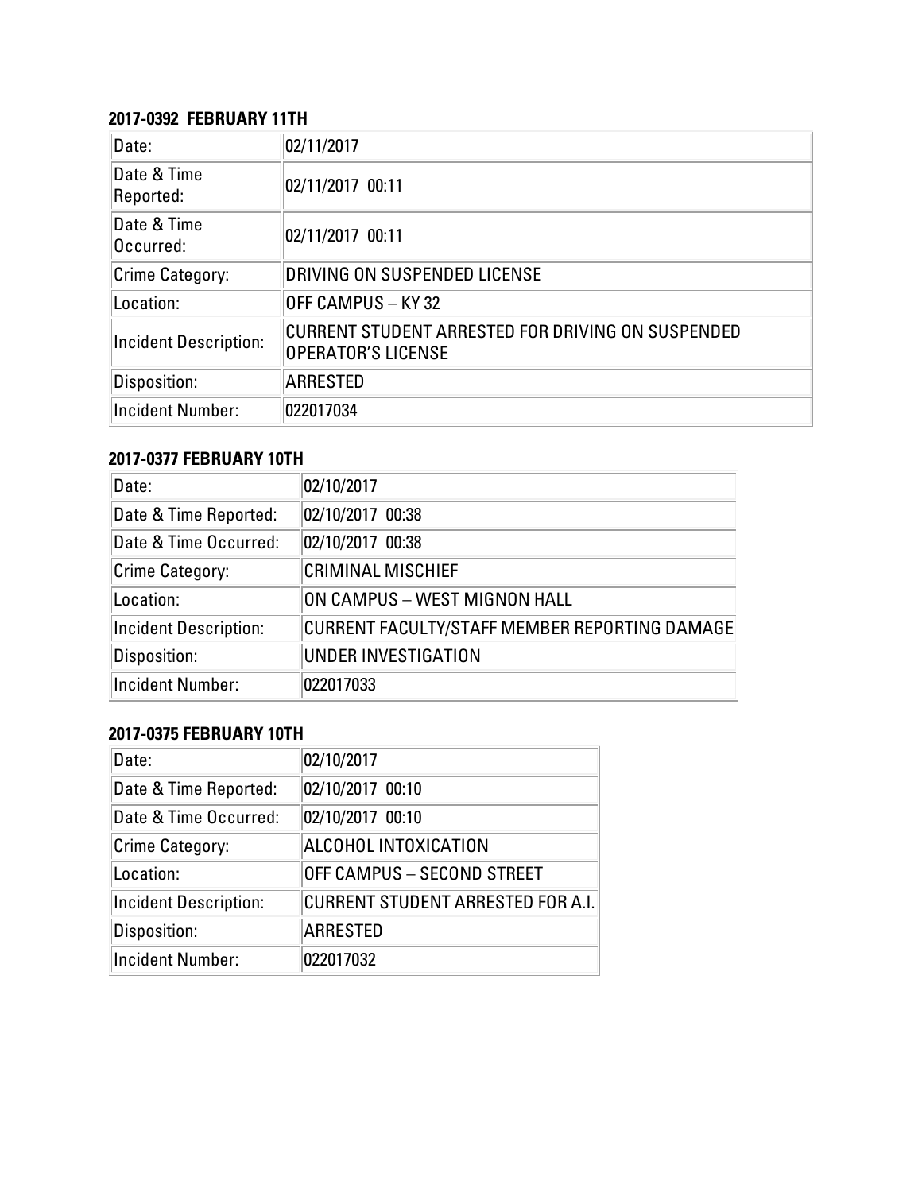### 2017-0392 FEBRUARY 11TH

| Date: | 02/11/2017 |
|---|---|
| Date & Time Reported: | 02/11/2017 00:11 |
| Date & Time Occurred: | 02/11/2017 00:11 |
| Crime Category: | DRIVING ON SUSPENDED LICENSE |
| Location: | OFF CAMPUS – KY 32 |
| Incident Description: | CURRENT STUDENT ARRESTED FOR DRIVING ON SUSPENDED OPERATOR'S LICENSE |
| Disposition: | ARRESTED |
| Incident Number: | 022017034 |

### 2017-0377 FEBRUARY 10TH

| Date: | 02/10/2017 |
|---|---|
| Date & Time Reported: | 02/10/2017 00:38 |
| Date & Time Occurred: | 02/10/2017 00:38 |
| Crime Category: | CRIMINAL MISCHIEF |
| Location: | ON CAMPUS – WEST MIGNON HALL |
| Incident Description: | CURRENT FACULTY/STAFF MEMBER REPORTING DAMAGE |
| Disposition: | UNDER INVESTIGATION |
| Incident Number: | 022017033 |

### 2017-0375 FEBRUARY 10TH

| Date: | 02/10/2017 |
|---|---|
| Date & Time Reported: | 02/10/2017 00:10 |
| Date & Time Occurred: | 02/10/2017 00:10 |
| Crime Category: | ALCOHOL INTOXICATION |
| Location: | OFF CAMPUS – SECOND STREET |
| Incident Description: | CURRENT STUDENT ARRESTED FOR A.I. |
| Disposition: | ARRESTED |
| Incident Number: | 022017032 |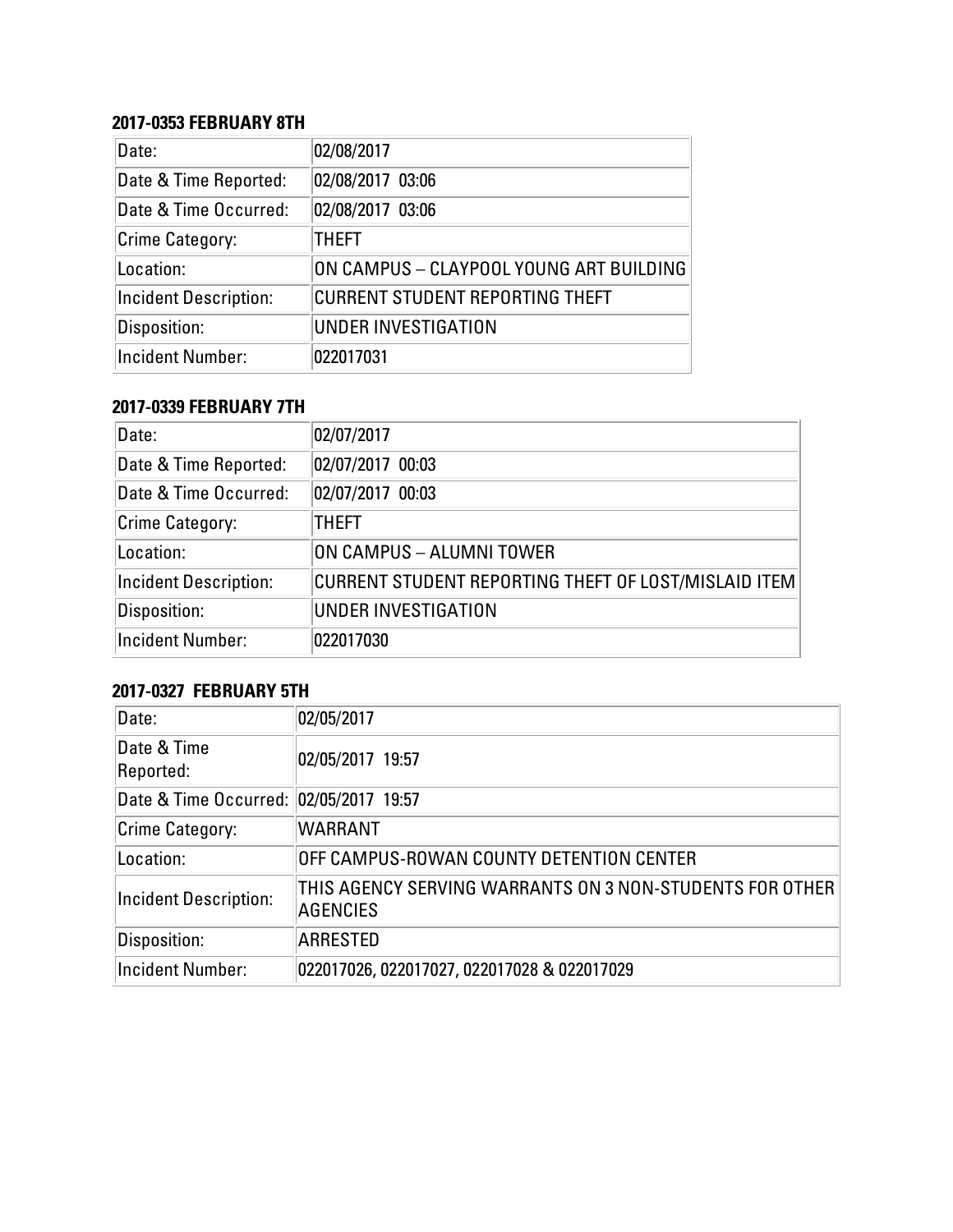**2017-0353 FEBRUARY 8TH**

| Date: | 02/08/2017 |
|---|---|
| Date & Time Reported: | 02/08/2017 03:06 |
| Date & Time Occurred: | 02/08/2017 03:06 |
| Crime Category: | THEFT |
| Location: | ON CAMPUS – CLAYPOOL YOUNG ART BUILDING |
| Incident Description: | CURRENT STUDENT REPORTING THEFT |
| Disposition: | UNDER INVESTIGATION |
| Incident Number: | 022017031 |

**2017-0339 FEBRUARY 7TH**

| Date: | 02/07/2017 |
|---|---|
| Date & Time Reported: | 02/07/2017 00:03 |
| Date & Time Occurred: | 02/07/2017 00:03 |
| Crime Category: | THEFT |
| Location: | ON CAMPUS – ALUMNI TOWER |
| Incident Description: | CURRENT STUDENT REPORTING THEFT OF LOST/MISLAID ITEM |
| Disposition: | UNDER INVESTIGATION |
| Incident Number: | 022017030 |

**2017-0327 FEBRUARY 5TH**

| Date: | 02/05/2017 |
|---|---|
| Date & Time Reported: | 02/05/2017 19:57 |
| Date & Time Occurred: | 02/05/2017 19:57 |
| Crime Category: | WARRANT |
| Location: | OFF CAMPUS-ROWAN COUNTY DETENTION CENTER |
| Incident Description: | THIS AGENCY SERVING WARRANTS ON 3 NON-STUDENTS FOR OTHER AGENCIES |
| Disposition: | ARRESTED |
| Incident Number: | 022017026, 022017027, 022017028 & 022017029 |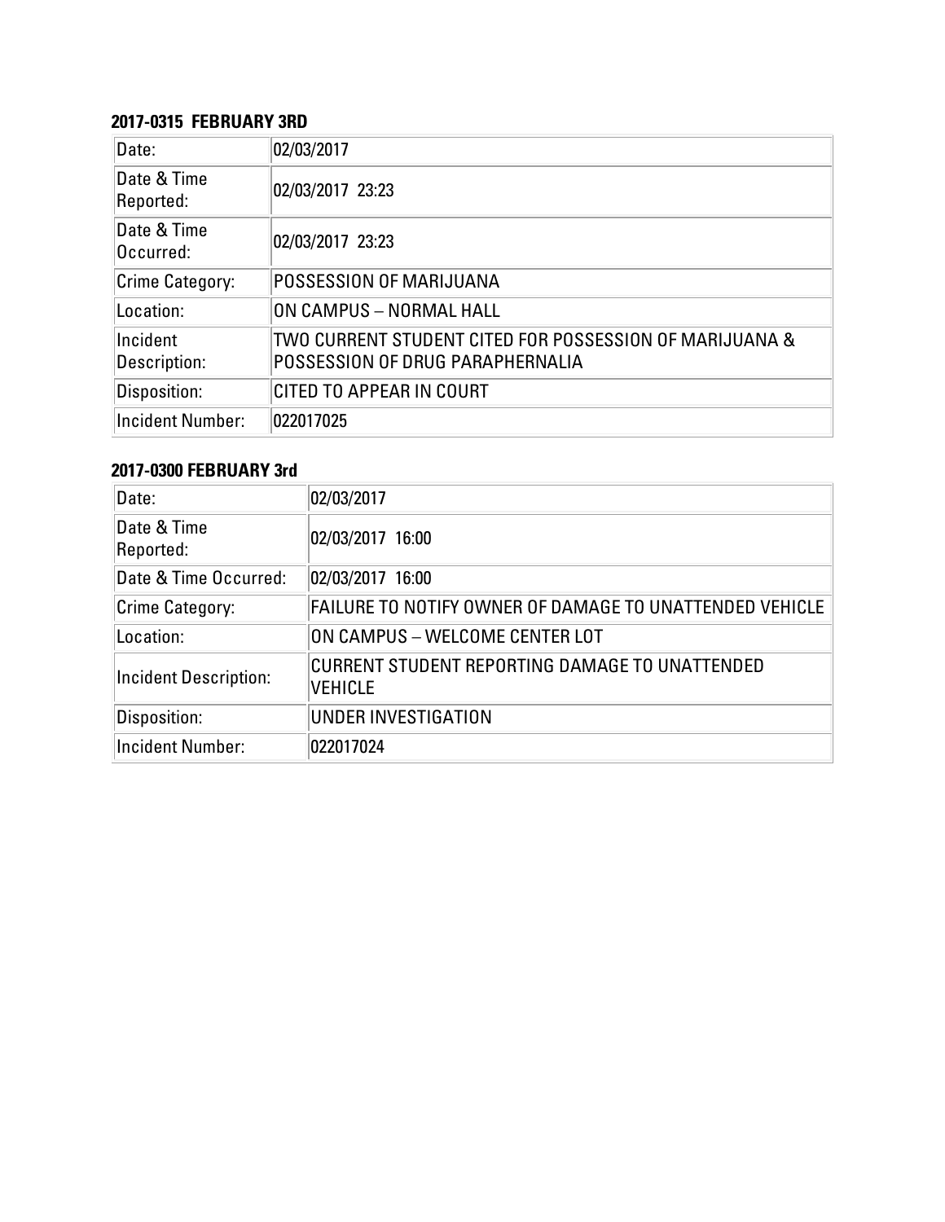**2017-0315 FEBRUARY 3RD**

| | |
|---|---|
| Date: | 02/03/2017 |
| Date & Time Reported: | 02/03/2017 23:23 |
| Date & Time Occurred: | 02/03/2017 23:23 |
| Crime Category: | POSSESSION OF MARIJUANA |
| Location: | ON CAMPUS – NORMAL HALL |
| Incident Description: | TWO CURRENT STUDENT CITED FOR POSSESSION OF MARIJUANA & POSSESSION OF DRUG PARAPHERNALIA |
| Disposition: | CITED TO APPEAR IN COURT |
| Incident Number: | 022017025 |

**2017-0300 FEBRUARY 3rd**

| | |
|---|---|
| Date: | 02/03/2017 |
| Date & Time Reported: | 02/03/2017 16:00 |
| Date & Time Occurred: | 02/03/2017 16:00 |
| Crime Category: | FAILURE TO NOTIFY OWNER OF DAMAGE TO UNATTENDED VEHICLE |
| Location: | ON CAMPUS – WELCOME CENTER LOT |
| Incident Description: | CURRENT STUDENT REPORTING DAMAGE TO UNATTENDED VEHICLE |
| Disposition: | UNDER INVESTIGATION |
| Incident Number: | 022017024 |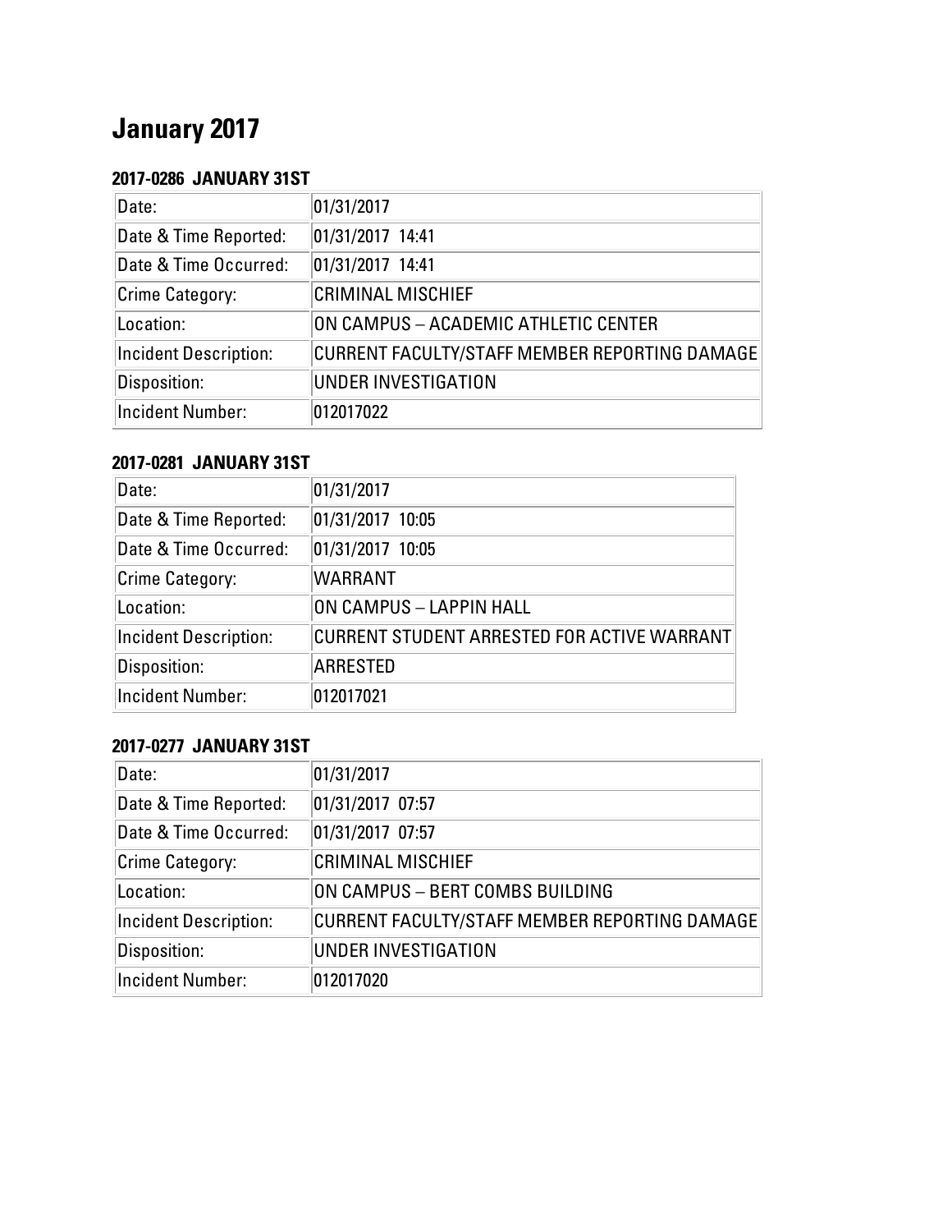# January 2017

### 2017-0286  JANUARY 31ST

| | |
|---|---|
| Date: | 01/31/2017 |
| Date & Time Reported: | 01/31/2017  14:41 |
| Date & Time Occurred: | 01/31/2017  14:41 |
| Crime Category: | CRIMINAL MISCHIEF |
| Location: | ON CAMPUS – ACADEMIC ATHLETIC CENTER |
| Incident Description: | CURRENT FACULTY/STAFF MEMBER REPORTING DAMAGE |
| Disposition: | UNDER INVESTIGATION |
| Incident Number: | 012017022 |

### 2017-0281  JANUARY 31ST

| | |
|---|---|
| Date: | 01/31/2017 |
| Date & Time Reported: | 01/31/2017  10:05 |
| Date & Time Occurred: | 01/31/2017  10:05 |
| Crime Category: | WARRANT |
| Location: | ON CAMPUS – LAPPIN HALL |
| Incident Description: | CURRENT STUDENT ARRESTED FOR ACTIVE WARRANT |
| Disposition: | ARRESTED |
| Incident Number: | 012017021 |

### 2017-0277  JANUARY 31ST

| | |
|---|---|
| Date: | 01/31/2017 |
| Date & Time Reported: | 01/31/2017  07:57 |
| Date & Time Occurred: | 01/31/2017  07:57 |
| Crime Category: | CRIMINAL MISCHIEF |
| Location: | ON CAMPUS – BERT COMBS BUILDING |
| Incident Description: | CURRENT FACULTY/STAFF MEMBER REPORTING DAMAGE |
| Disposition: | UNDER INVESTIGATION |
| Incident Number: | 012017020 |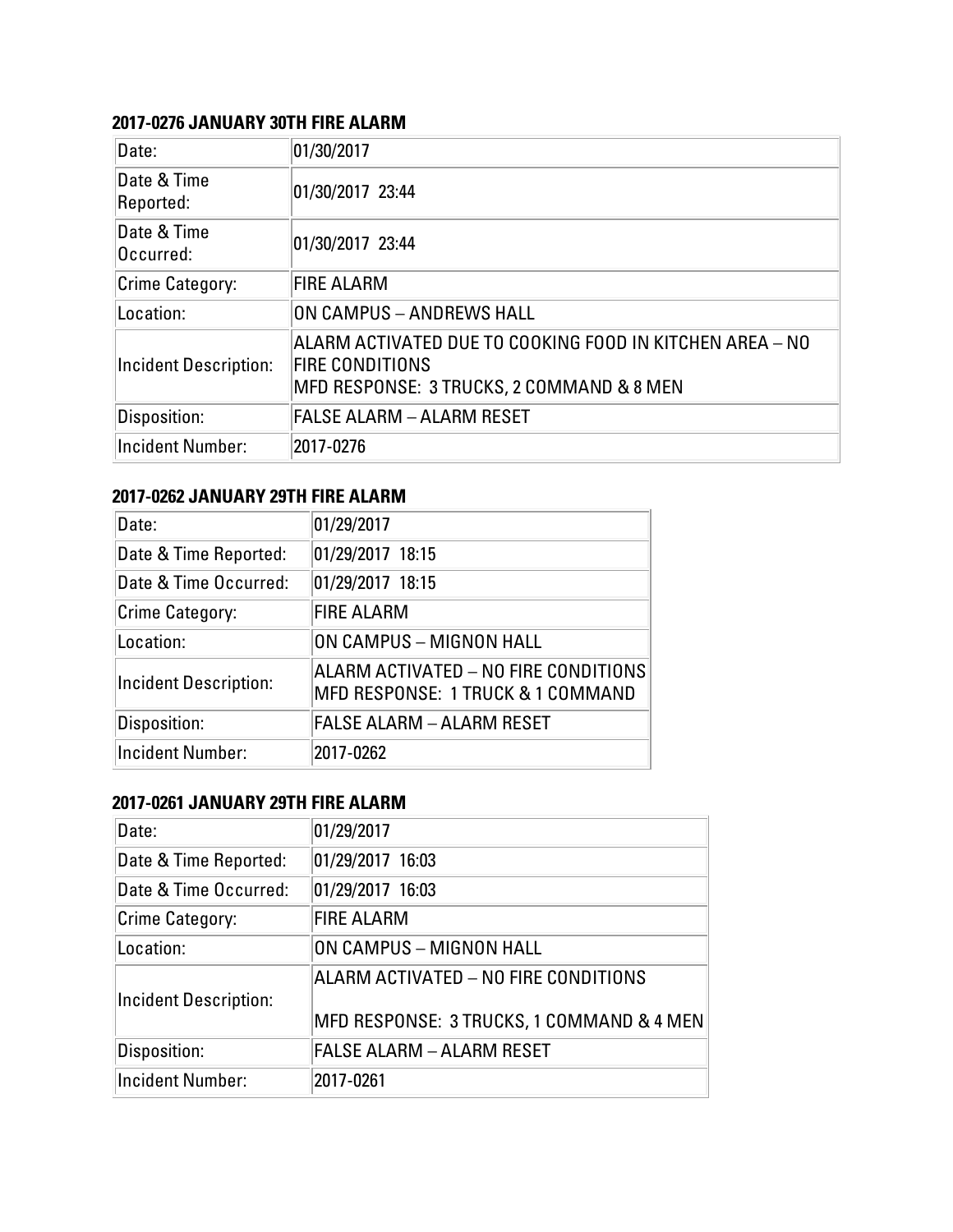**2017-0276 JANUARY 30TH FIRE ALARM**

| | |
|---|---|
| Date: | 01/30/2017 |
| Date & Time Reported: | 01/30/2017 23:44 |
| Date & Time Occurred: | 01/30/2017 23:44 |
| Crime Category: | FIRE ALARM |
| Location: | ON CAMPUS – ANDREWS HALL |
| Incident Description: | ALARM ACTIVATED DUE TO COOKING FOOD IN KITCHEN AREA – NO FIRE CONDITIONS<br>MFD RESPONSE: 3 TRUCKS, 2 COMMAND & 8 MEN |
| Disposition: | FALSE ALARM – ALARM RESET |
| Incident Number: | 2017-0276 |

**2017-0262 JANUARY 29TH FIRE ALARM**

| | |
|---|---|
| Date: | 01/29/2017 |
| Date & Time Reported: | 01/29/2017 18:15 |
| Date & Time Occurred: | 01/29/2017 18:15 |
| Crime Category: | FIRE ALARM |
| Location: | ON CAMPUS – MIGNON HALL |
| Incident Description: | ALARM ACTIVATED – NO FIRE CONDITIONS<br>MFD RESPONSE: 1 TRUCK & 1 COMMAND |
| Disposition: | FALSE ALARM – ALARM RESET |
| Incident Number: | 2017-0262 |

**2017-0261 JANUARY 29TH FIRE ALARM**

| | |
|---|---|
| Date: | 01/29/2017 |
| Date & Time Reported: | 01/29/2017 16:03 |
| Date & Time Occurred: | 01/29/2017 16:03 |
| Crime Category: | FIRE ALARM |
| Location: | ON CAMPUS – MIGNON HALL |
| Incident Description: | ALARM ACTIVATED – NO FIRE CONDITIONS<br><br>MFD RESPONSE: 3 TRUCKS, 1 COMMAND & 4 MEN |
| Disposition: | FALSE ALARM – ALARM RESET |
| Incident Number: | 2017-0261 |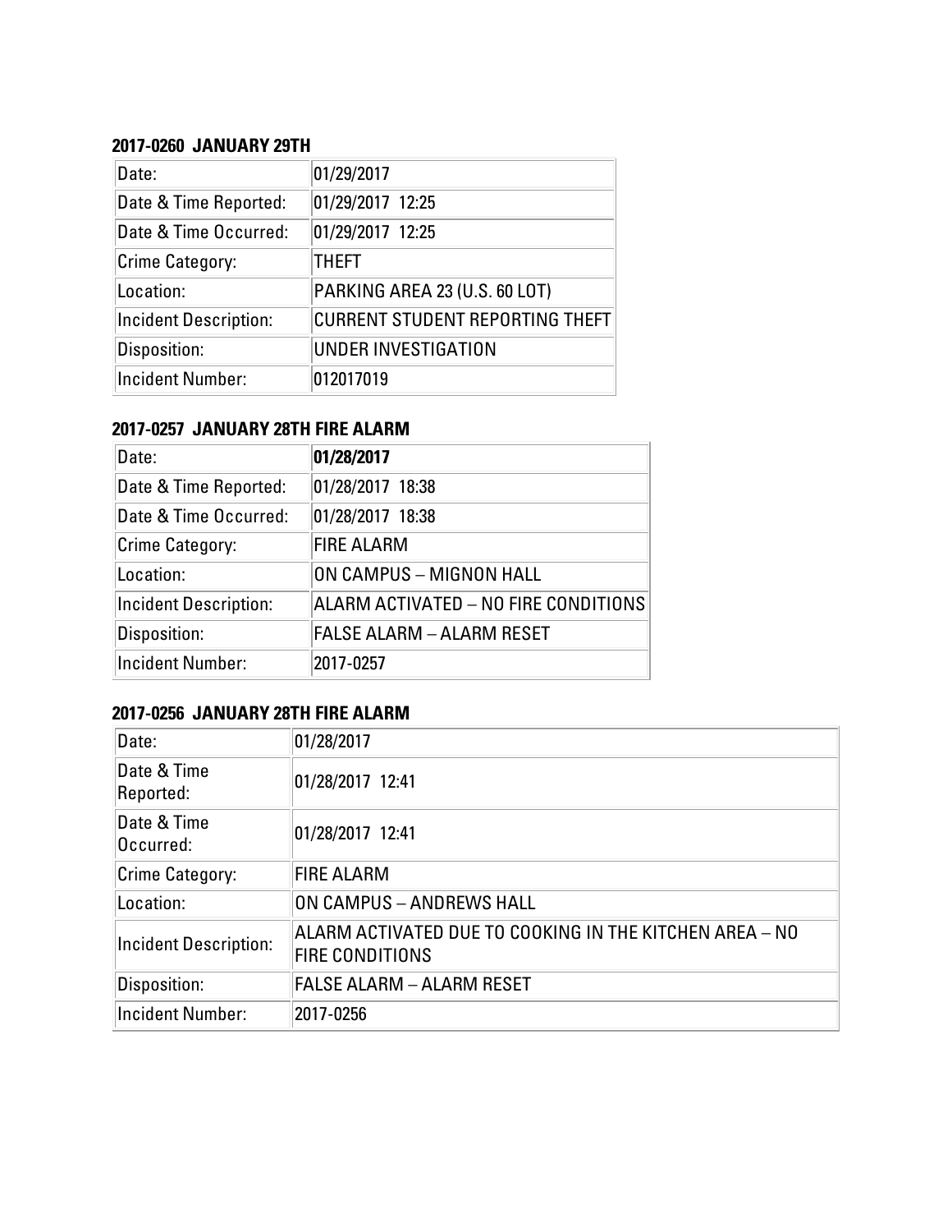### 2017-0260 JANUARY 29TH

| Date: | 01/29/2017 |
|---|---|
| Date & Time Reported: | 01/29/2017 12:25 |
| Date & Time Occurred: | 01/29/2017 12:25 |
| Crime Category: | THEFT |
| Location: | PARKING AREA 23 (U.S. 60 LOT) |
| Incident Description: | CURRENT STUDENT REPORTING THEFT |
| Disposition: | UNDER INVESTIGATION |
| Incident Number: | 012017019 |

### 2017-0257 JANUARY 28TH FIRE ALARM

| Date: | **01/28/2017** |
|---|---|
| Date & Time Reported: | 01/28/2017 18:38 |
| Date & Time Occurred: | 01/28/2017 18:38 |
| Crime Category: | FIRE ALARM |
| Location: | ON CAMPUS – MIGNON HALL |
| Incident Description: | ALARM ACTIVATED – NO FIRE CONDITIONS |
| Disposition: | FALSE ALARM – ALARM RESET |
| Incident Number: | 2017-0257 |

### 2017-0256 JANUARY 28TH FIRE ALARM

| Date: | 01/28/2017 |
|---|---|
| Date & Time Reported: | 01/28/2017 12:41 |
| Date & Time Occurred: | 01/28/2017 12:41 |
| Crime Category: | FIRE ALARM |
| Location: | ON CAMPUS – ANDREWS HALL |
| Incident Description: | ALARM ACTIVATED DUE TO COOKING IN THE KITCHEN AREA – NO FIRE CONDITIONS |
| Disposition: | FALSE ALARM – ALARM RESET |
| Incident Number: | 2017-0256 |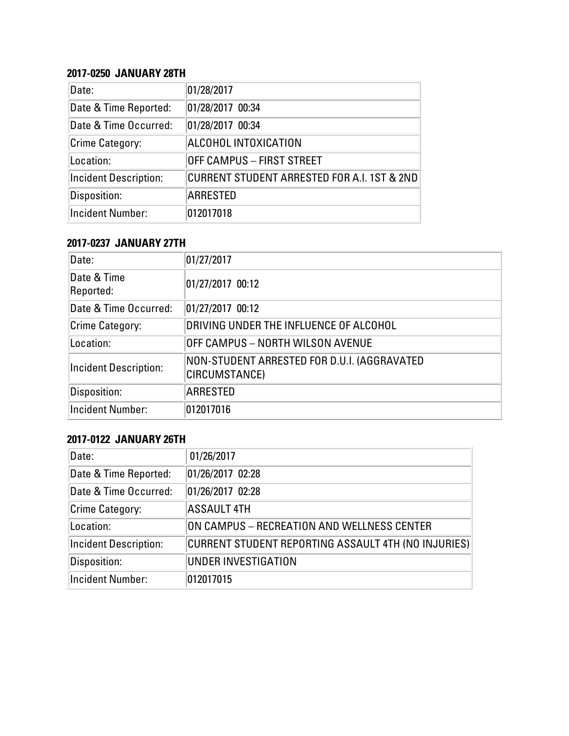**2017-0250 JANUARY 28TH**

| | |
|---|---|
| Date: | 01/28/2017 |
| Date & Time Reported: | 01/28/2017 00:34 |
| Date & Time Occurred: | 01/28/2017 00:34 |
| Crime Category: | ALCOHOL INTOXICATION |
| Location: | OFF CAMPUS – FIRST STREET |
| Incident Description: | CURRENT STUDENT ARRESTED FOR A.I. 1ST & 2ND |
| Disposition: | ARRESTED |
| Incident Number: | 012017018 |

**2017-0237 JANUARY 27TH**

| | |
|---|---|
| Date: | 01/27/2017 |
| Date & Time Reported: | 01/27/2017 00:12 |
| Date & Time Occurred: | 01/27/2017 00:12 |
| Crime Category: | DRIVING UNDER THE INFLUENCE OF ALCOHOL |
| Location: | OFF CAMPUS – NORTH WILSON AVENUE |
| Incident Description: | NON-STUDENT ARRESTED FOR D.U.I. (AGGRAVATED CIRCUMSTANCE) |
| Disposition: | ARRESTED |
| Incident Number: | 012017016 |

**2017-0122 JANUARY 26TH**

| | |
|---|---|
| Date: | 01/26/2017 |
| Date & Time Reported: | 01/26/2017 02:28 |
| Date & Time Occurred: | 01/26/2017 02:28 |
| Crime Category: | ASSAULT 4TH |
| Location: | ON CAMPUS – RECREATION AND WELLNESS CENTER |
| Incident Description: | CURRENT STUDENT REPORTING ASSAULT 4TH (NO INJURIES) |
| Disposition: | UNDER INVESTIGATION |
| Incident Number: | 012017015 |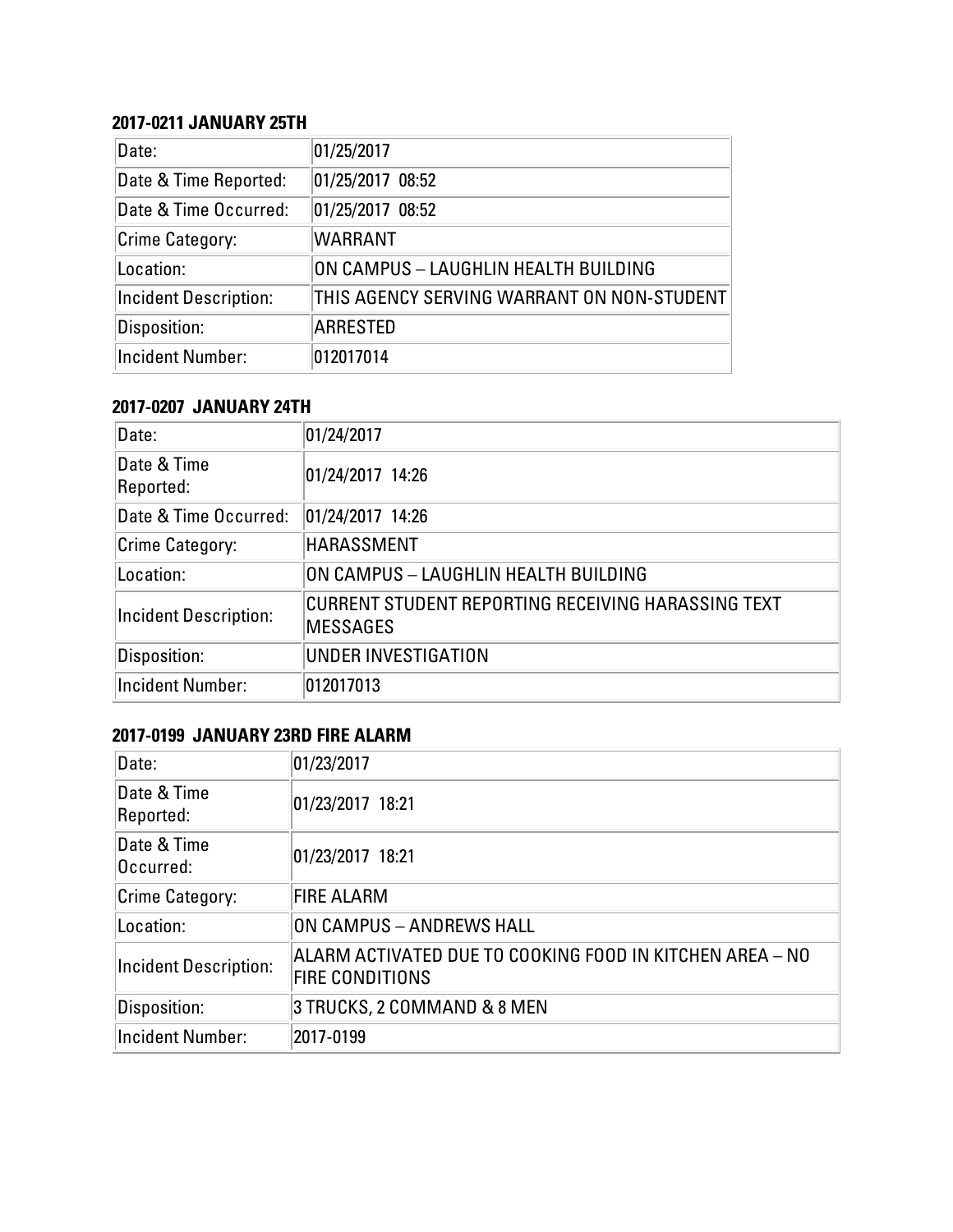### 2017-0211 JANUARY 25TH

| Date: | 01/25/2017 |
| --- | --- |
| Date & Time Reported: | 01/25/2017 08:52 |
| Date & Time Occurred: | 01/25/2017 08:52 |
| Crime Category: | WARRANT |
| Location: | ON CAMPUS – LAUGHLIN HEALTH BUILDING |
| Incident Description: | THIS AGENCY SERVING WARRANT ON NON-STUDENT |
| Disposition: | ARRESTED |
| Incident Number: | 012017014 |

### 2017-0207 JANUARY 24TH

| Date: | 01/24/2017 |
| --- | --- |
| Date & Time Reported: | 01/24/2017 14:26 |
| Date & Time Occurred: | 01/24/2017 14:26 |
| Crime Category: | HARASSMENT |
| Location: | ON CAMPUS – LAUGHLIN HEALTH BUILDING |
| Incident Description: | CURRENT STUDENT REPORTING RECEIVING HARASSING TEXT MESSAGES |
| Disposition: | UNDER INVESTIGATION |
| Incident Number: | 012017013 |

### 2017-0199 JANUARY 23RD FIRE ALARM

| Date: | 01/23/2017 |
| --- | --- |
| Date & Time Reported: | 01/23/2017 18:21 |
| Date & Time Occurred: | 01/23/2017 18:21 |
| Crime Category: | FIRE ALARM |
| Location: | ON CAMPUS – ANDREWS HALL |
| Incident Description: | ALARM ACTIVATED DUE TO COOKING FOOD IN KITCHEN AREA – NO FIRE CONDITIONS |
| Disposition: | 3 TRUCKS, 2 COMMAND & 8 MEN |
| Incident Number: | 2017-0199 |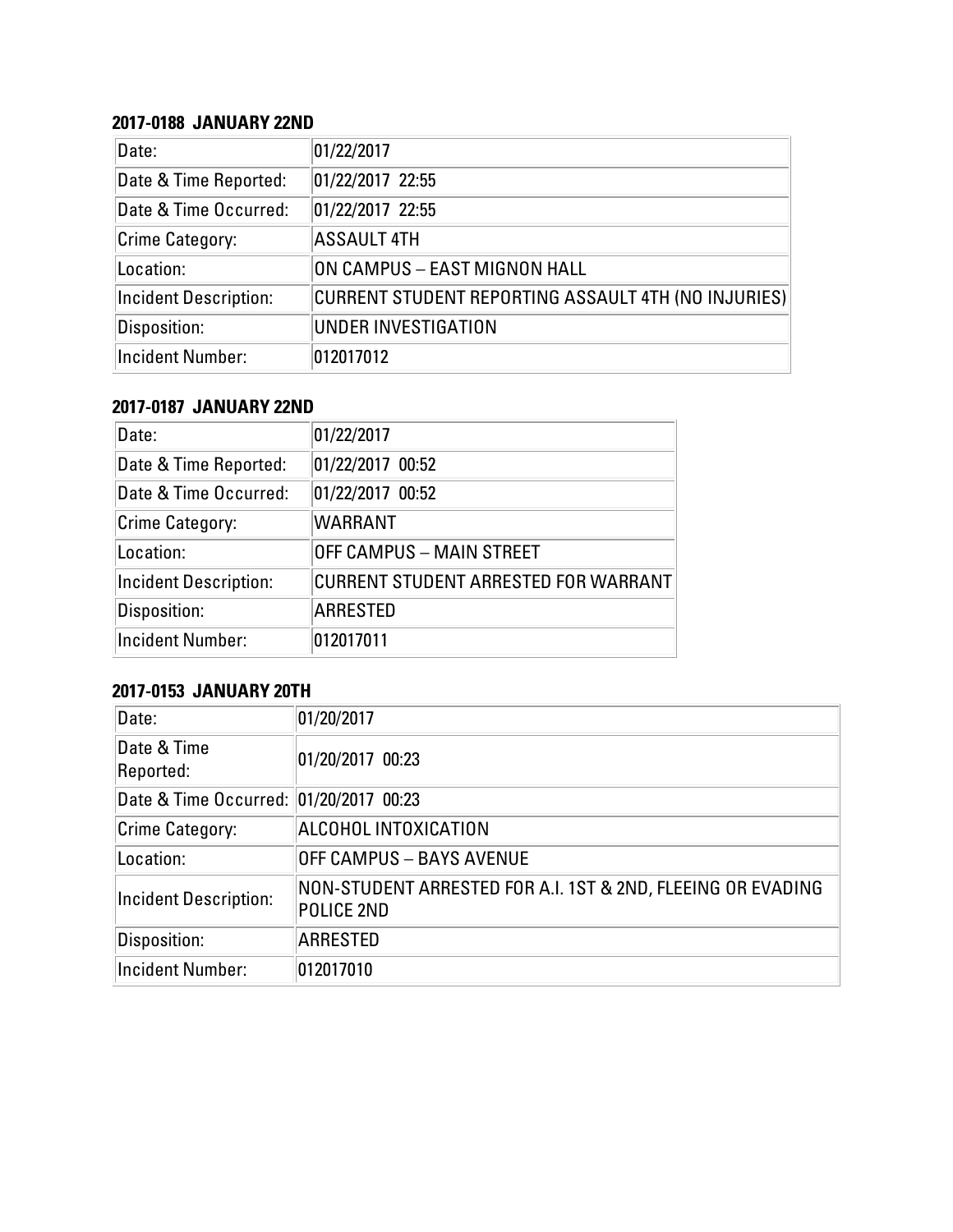**2017-0188 JANUARY 22ND**

| Date: | 01/22/2017 |
| --- | --- |
| Date & Time Reported: | 01/22/2017 22:55 |
| Date & Time Occurred: | 01/22/2017 22:55 |
| Crime Category: | ASSAULT 4TH |
| Location: | ON CAMPUS – EAST MIGNON HALL |
| Incident Description: | CURRENT STUDENT REPORTING ASSAULT 4TH (NO INJURIES) |
| Disposition: | UNDER INVESTIGATION |
| Incident Number: | 012017012 |

**2017-0187 JANUARY 22ND**

| Date: | 01/22/2017 |
| --- | --- |
| Date & Time Reported: | 01/22/2017 00:52 |
| Date & Time Occurred: | 01/22/2017 00:52 |
| Crime Category: | WARRANT |
| Location: | OFF CAMPUS – MAIN STREET |
| Incident Description: | CURRENT STUDENT ARRESTED FOR WARRANT |
| Disposition: | ARRESTED |
| Incident Number: | 012017011 |

**2017-0153 JANUARY 20TH**

| Date: | 01/20/2017 |
| --- | --- |
| Date & Time Reported: | 01/20/2017 00:23 |
| Date & Time Occurred: | 01/20/2017 00:23 |
| Crime Category: | ALCOHOL INTOXICATION |
| Location: | OFF CAMPUS – BAYS AVENUE |
| Incident Description: | NON-STUDENT ARRESTED FOR A.I. 1ST & 2ND, FLEEING OR EVADING POLICE 2ND |
| Disposition: | ARRESTED |
| Incident Number: | 012017010 |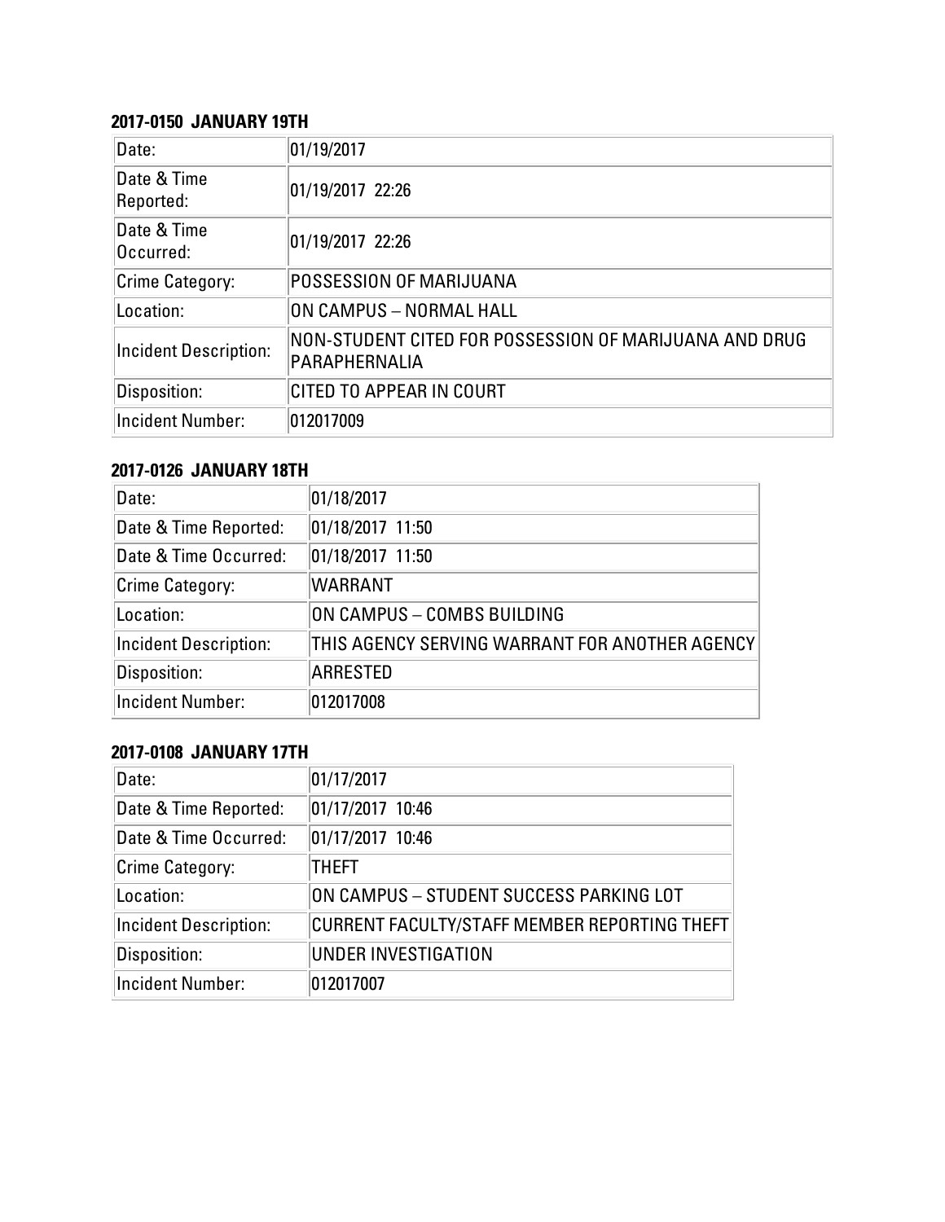**2017-0150 JANUARY 19TH**

| Date: | 01/19/2017 |
|---|---|
| Date & Time Reported: | 01/19/2017 22:26 |
| Date & Time Occurred: | 01/19/2017 22:26 |
| Crime Category: | POSSESSION OF MARIJUANA |
| Location: | ON CAMPUS – NORMAL HALL |
| Incident Description: | NON-STUDENT CITED FOR POSSESSION OF MARIJUANA AND DRUG PARAPHERNALIA |
| Disposition: | CITED TO APPEAR IN COURT |
| Incident Number: | 012017009 |

**2017-0126 JANUARY 18TH**

| Date: | 01/18/2017 |
|---|---|
| Date & Time Reported: | 01/18/2017 11:50 |
| Date & Time Occurred: | 01/18/2017 11:50 |
| Crime Category: | WARRANT |
| Location: | ON CAMPUS – COMBS BUILDING |
| Incident Description: | THIS AGENCY SERVING WARRANT FOR ANOTHER AGENCY |
| Disposition: | ARRESTED |
| Incident Number: | 012017008 |

**2017-0108 JANUARY 17TH**

| Date: | 01/17/2017 |
|---|---|
| Date & Time Reported: | 01/17/2017 10:46 |
| Date & Time Occurred: | 01/17/2017 10:46 |
| Crime Category: | THEFT |
| Location: | ON CAMPUS – STUDENT SUCCESS PARKING LOT |
| Incident Description: | CURRENT FACULTY/STAFF MEMBER REPORTING THEFT |
| Disposition: | UNDER INVESTIGATION |
| Incident Number: | 012017007 |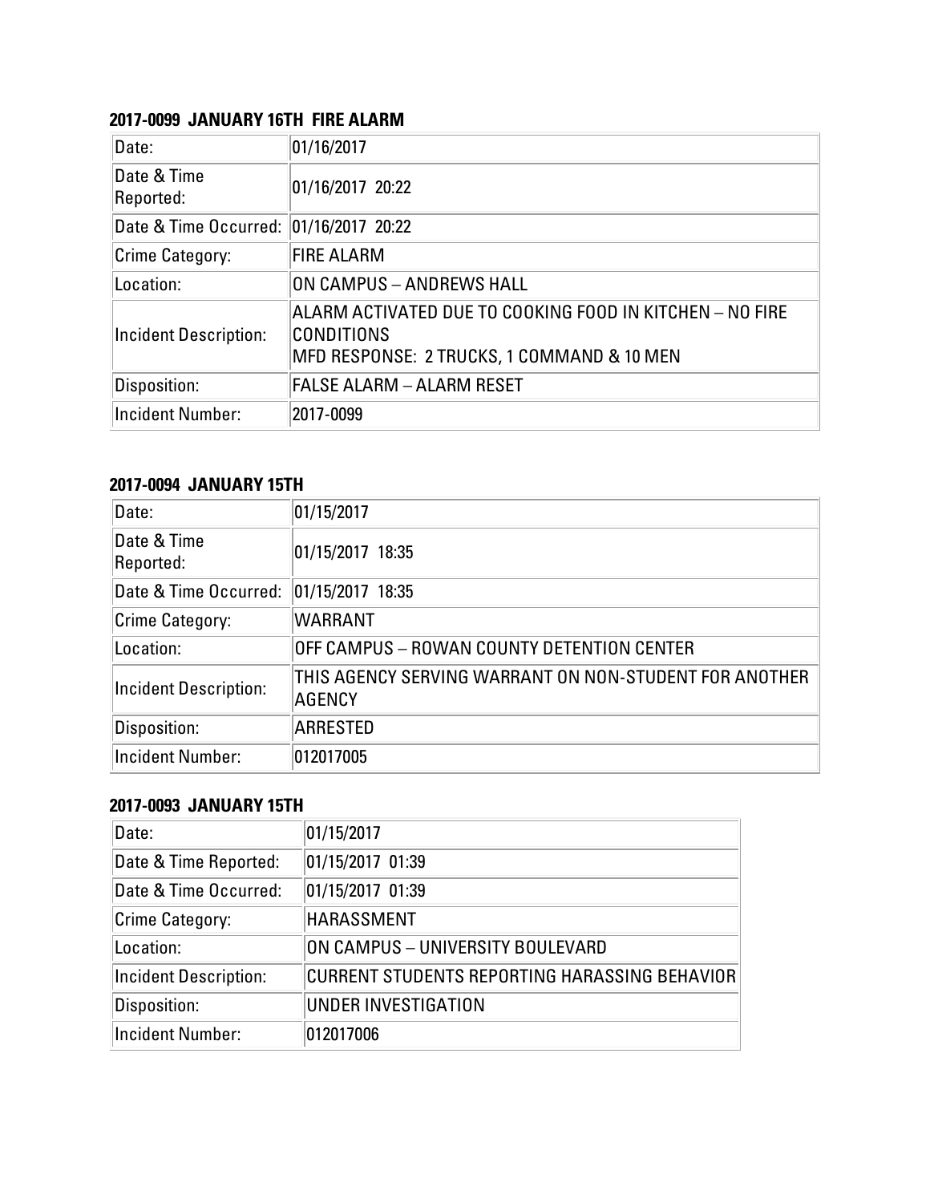**2017-0099 JANUARY 16TH FIRE ALARM**

| Date: | 01/16/2017 |
|---|---|
| Date & Time Reported: | 01/16/2017 20:22 |
| Date & Time Occurred: | 01/16/2017 20:22 |
| Crime Category: | FIRE ALARM |
| Location: | ON CAMPUS – ANDREWS HALL |
| Incident Description: | ALARM ACTIVATED DUE TO COOKING FOOD IN KITCHEN – NO FIRE CONDITIONS<br>MFD RESPONSE: 2 TRUCKS, 1 COMMAND & 10 MEN |
| Disposition: | FALSE ALARM – ALARM RESET |
| Incident Number: | 2017-0099 |

**2017-0094 JANUARY 15TH**

| Date: | 01/15/2017 |
|---|---|
| Date & Time Reported: | 01/15/2017 18:35 |
| Date & Time Occurred: | 01/15/2017 18:35 |
| Crime Category: | WARRANT |
| Location: | OFF CAMPUS – ROWAN COUNTY DETENTION CENTER |
| Incident Description: | THIS AGENCY SERVING WARRANT ON NON-STUDENT FOR ANOTHER AGENCY |
| Disposition: | ARRESTED |
| Incident Number: | 012017005 |

**2017-0093 JANUARY 15TH**

| Date: | 01/15/2017 |
|---|---|
| Date & Time Reported: | 01/15/2017 01:39 |
| Date & Time Occurred: | 01/15/2017 01:39 |
| Crime Category: | HARASSMENT |
| Location: | ON CAMPUS – UNIVERSITY BOULEVARD |
| Incident Description: | CURRENT STUDENTS REPORTING HARASSING BEHAVIOR |
| Disposition: | UNDER INVESTIGATION |
| Incident Number: | 012017006 |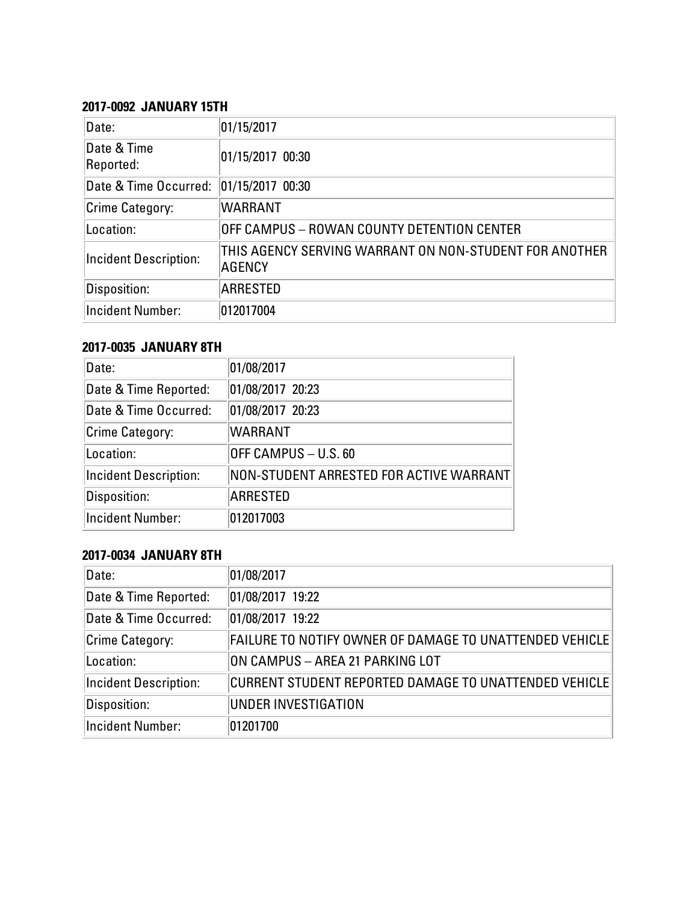**2017-0092 JANUARY 15TH**

| Date: | 01/15/2017 |
|---|---|
| Date & Time Reported: | 01/15/2017 00:30 |
| Date & Time Occurred: | 01/15/2017 00:30 |
| Crime Category: | WARRANT |
| Location: | OFF CAMPUS – ROWAN COUNTY DETENTION CENTER |
| Incident Description: | THIS AGENCY SERVING WARRANT ON NON-STUDENT FOR ANOTHER AGENCY |
| Disposition: | ARRESTED |
| Incident Number: | 012017004 |

**2017-0035 JANUARY 8TH**

| Date: | 01/08/2017 |
|---|---|
| Date & Time Reported: | 01/08/2017 20:23 |
| Date & Time Occurred: | 01/08/2017 20:23 |
| Crime Category: | WARRANT |
| Location: | OFF CAMPUS – U.S. 60 |
| Incident Description: | NON-STUDENT ARRESTED FOR ACTIVE WARRANT |
| Disposition: | ARRESTED |
| Incident Number: | 012017003 |

**2017-0034 JANUARY 8TH**

| Date: | 01/08/2017 |
|---|---|
| Date & Time Reported: | 01/08/2017 19:22 |
| Date & Time Occurred: | 01/08/2017 19:22 |
| Crime Category: | FAILURE TO NOTIFY OWNER OF DAMAGE TO UNATTENDED VEHICLE |
| Location: | ON CAMPUS – AREA 21 PARKING LOT |
| Incident Description: | CURRENT STUDENT REPORTED DAMAGE TO UNATTENDED VEHICLE |
| Disposition: | UNDER INVESTIGATION |
| Incident Number: | 01201700 |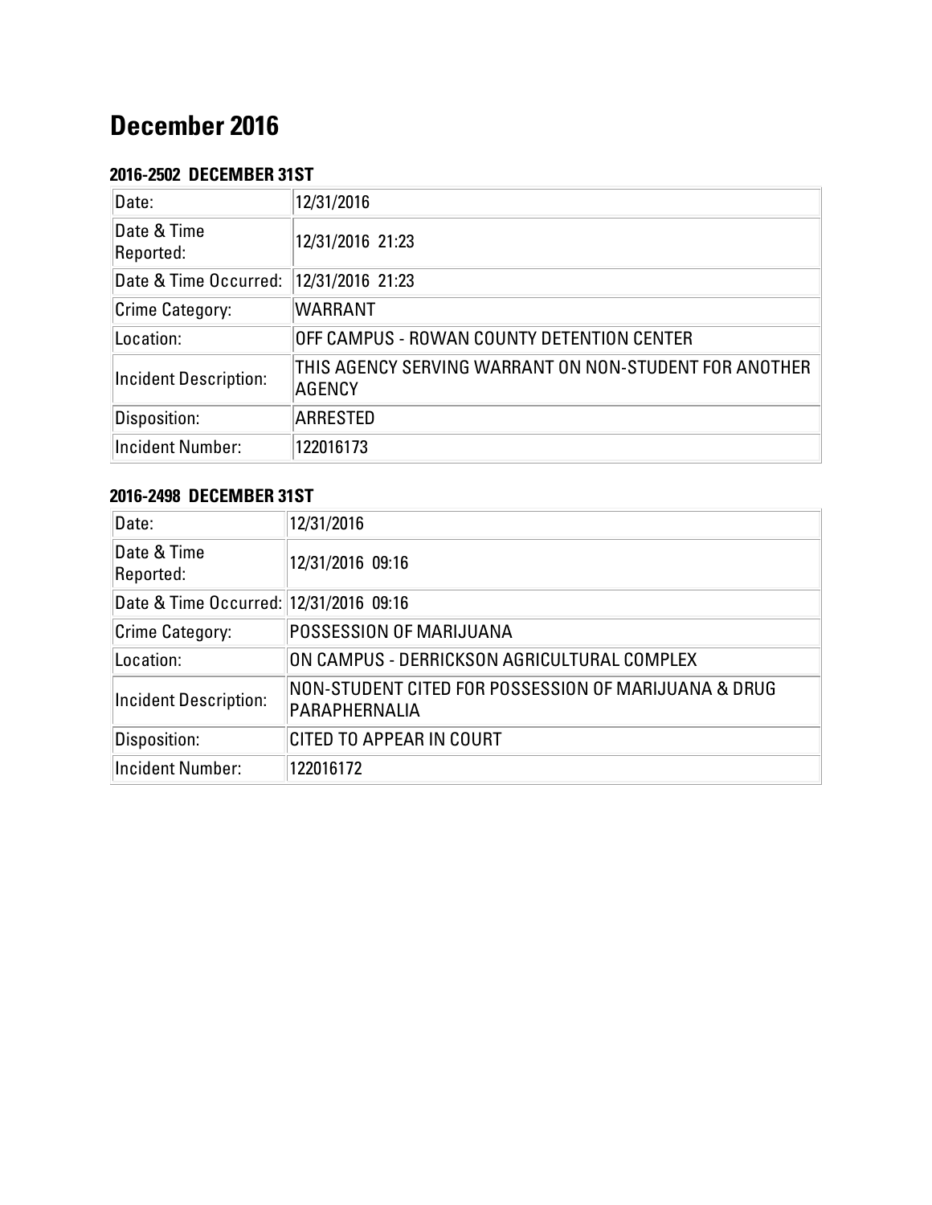# December 2016

### 2016-2502 DECEMBER 31ST

| | |
|---|---|
| Date: | 12/31/2016 |
| Date & Time Reported: | 12/31/2016 21:23 |
| Date & Time Occurred: | 12/31/2016 21:23 |
| Crime Category: | WARRANT |
| Location: | OFF CAMPUS - ROWAN COUNTY DETENTION CENTER |
| Incident Description: | THIS AGENCY SERVING WARRANT ON NON-STUDENT FOR ANOTHER AGENCY |
| Disposition: | ARRESTED |
| Incident Number: | 122016173 |

### 2016-2498 DECEMBER 31ST

| | |
|---|---|
| Date: | 12/31/2016 |
| Date & Time Reported: | 12/31/2016 09:16 |
| Date & Time Occurred: | 12/31/2016 09:16 |
| Crime Category: | POSSESSION OF MARIJUANA |
| Location: | ON CAMPUS - DERRICKSON AGRICULTURAL COMPLEX |
| Incident Description: | NON-STUDENT CITED FOR POSSESSION OF MARIJUANA & DRUG PARAPHERNALIA |
| Disposition: | CITED TO APPEAR IN COURT |
| Incident Number: | 122016172 |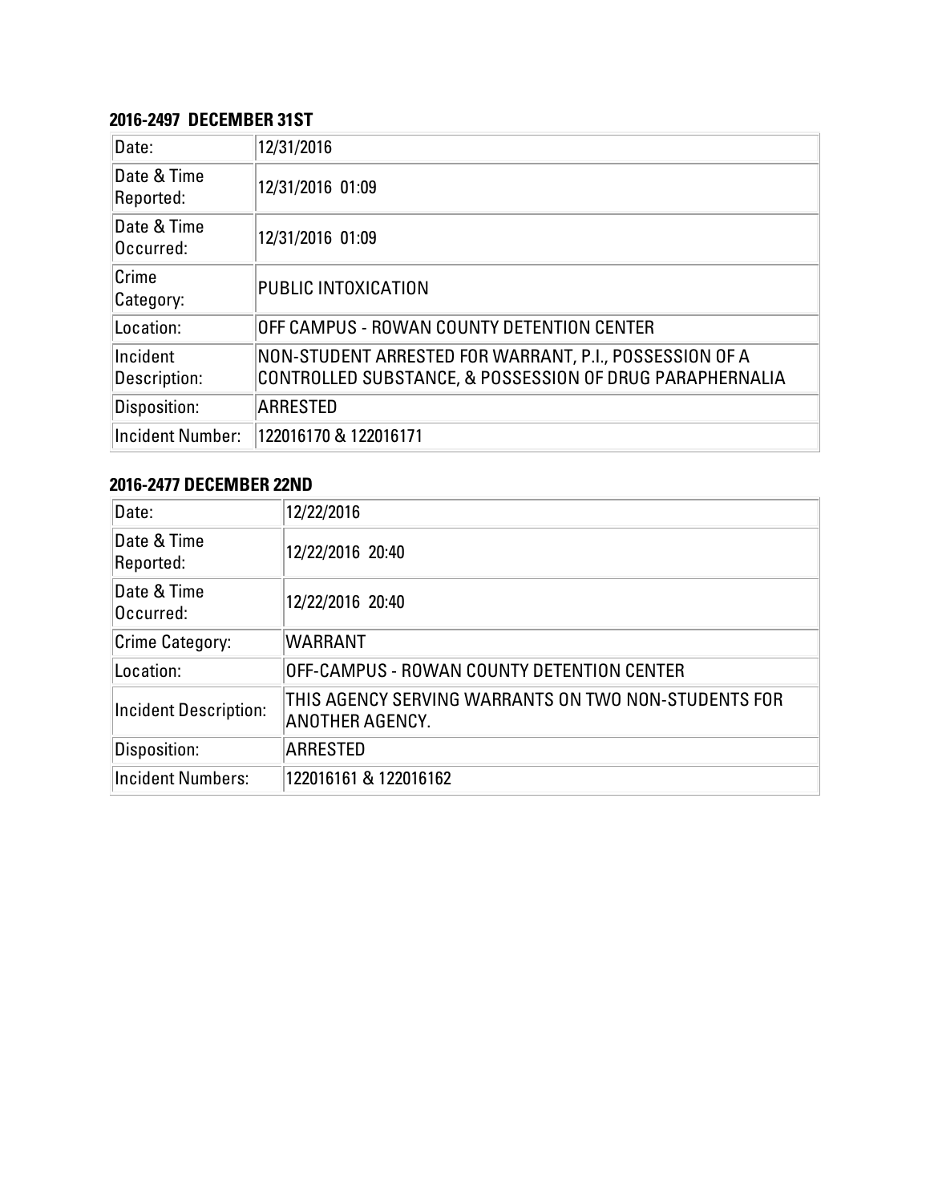**2016-2497 DECEMBER 31ST**

| Date: | 12/31/2016 |
|---|---|
| Date & Time Reported: | 12/31/2016 01:09 |
| Date & Time Occurred: | 12/31/2016 01:09 |
| Crime Category: | PUBLIC INTOXICATION |
| Location: | OFF CAMPUS - ROWAN COUNTY DETENTION CENTER |
| Incident Description: | NON-STUDENT ARRESTED FOR WARRANT, P.I., POSSESSION OF A CONTROLLED SUBSTANCE, & POSSESSION OF DRUG PARAPHERNALIA |
| Disposition: | ARRESTED |
| Incident Number: | 122016170 & 122016171 |

**2016-2477 DECEMBER 22ND**

| Date: | 12/22/2016 |
|---|---|
| Date & Time Reported: | 12/22/2016 20:40 |
| Date & Time Occurred: | 12/22/2016 20:40 |
| Crime Category: | WARRANT |
| Location: | OFF-CAMPUS - ROWAN COUNTY DETENTION CENTER |
| Incident Description: | THIS AGENCY SERVING WARRANTS ON TWO NON-STUDENTS FOR ANOTHER AGENCY. |
| Disposition: | ARRESTED |
| Incident Numbers: | 122016161 & 122016162 |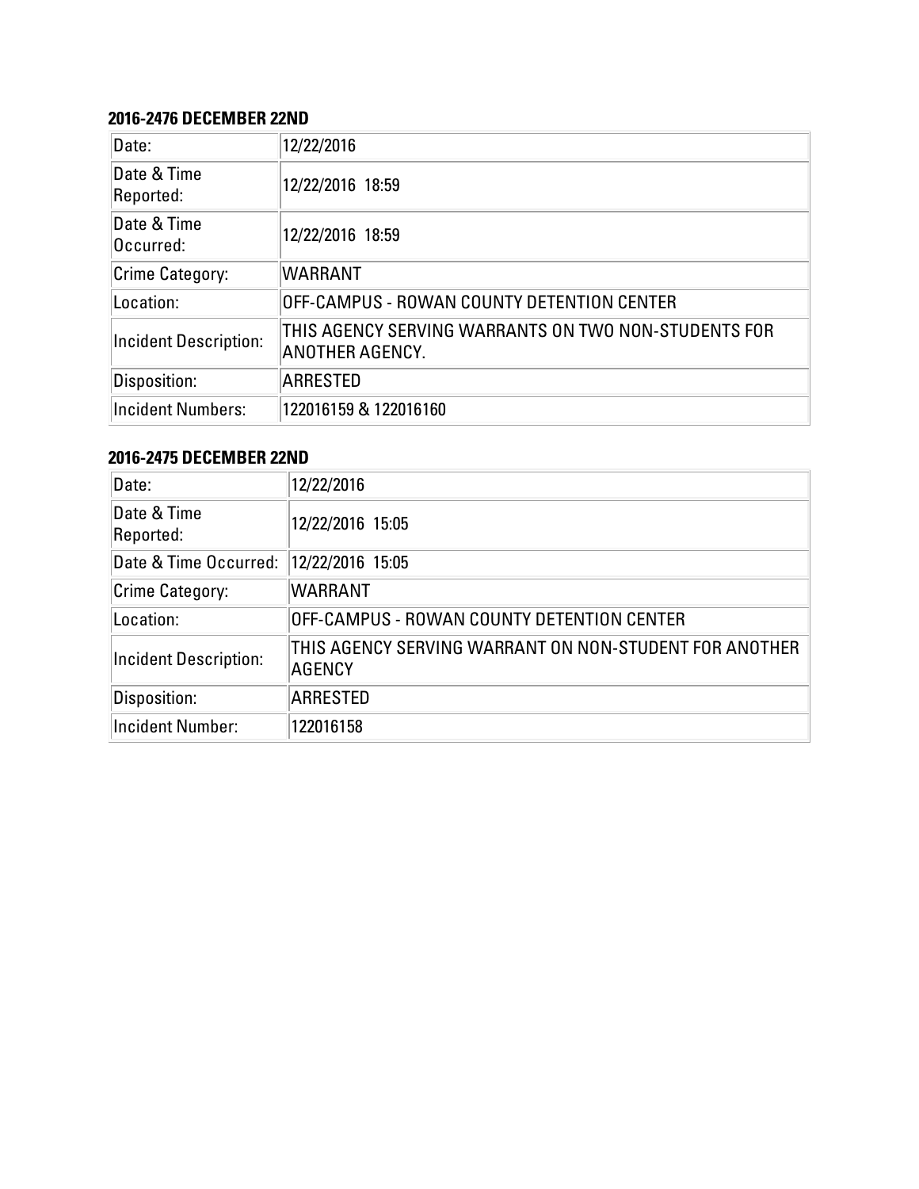### 2016-2476 DECEMBER 22ND

| Date: | 12/22/2016 |
|---|---|
| Date & Time Reported: | 12/22/2016 18:59 |
| Date & Time Occurred: | 12/22/2016 18:59 |
| Crime Category: | WARRANT |
| Location: | OFF-CAMPUS - ROWAN COUNTY DETENTION CENTER |
| Incident Description: | THIS AGENCY SERVING WARRANTS ON TWO NON-STUDENTS FOR ANOTHER AGENCY. |
| Disposition: | ARRESTED |
| Incident Numbers: | 122016159 & 122016160 |

### 2016-2475 DECEMBER 22ND

| Date: | 12/22/2016 |
|---|---|
| Date & Time Reported: | 12/22/2016 15:05 |
| Date & Time Occurred: | 12/22/2016 15:05 |
| Crime Category: | WARRANT |
| Location: | OFF-CAMPUS - ROWAN COUNTY DETENTION CENTER |
| Incident Description: | THIS AGENCY SERVING WARRANT ON NON-STUDENT FOR ANOTHER AGENCY |
| Disposition: | ARRESTED |
| Incident Number: | 122016158 |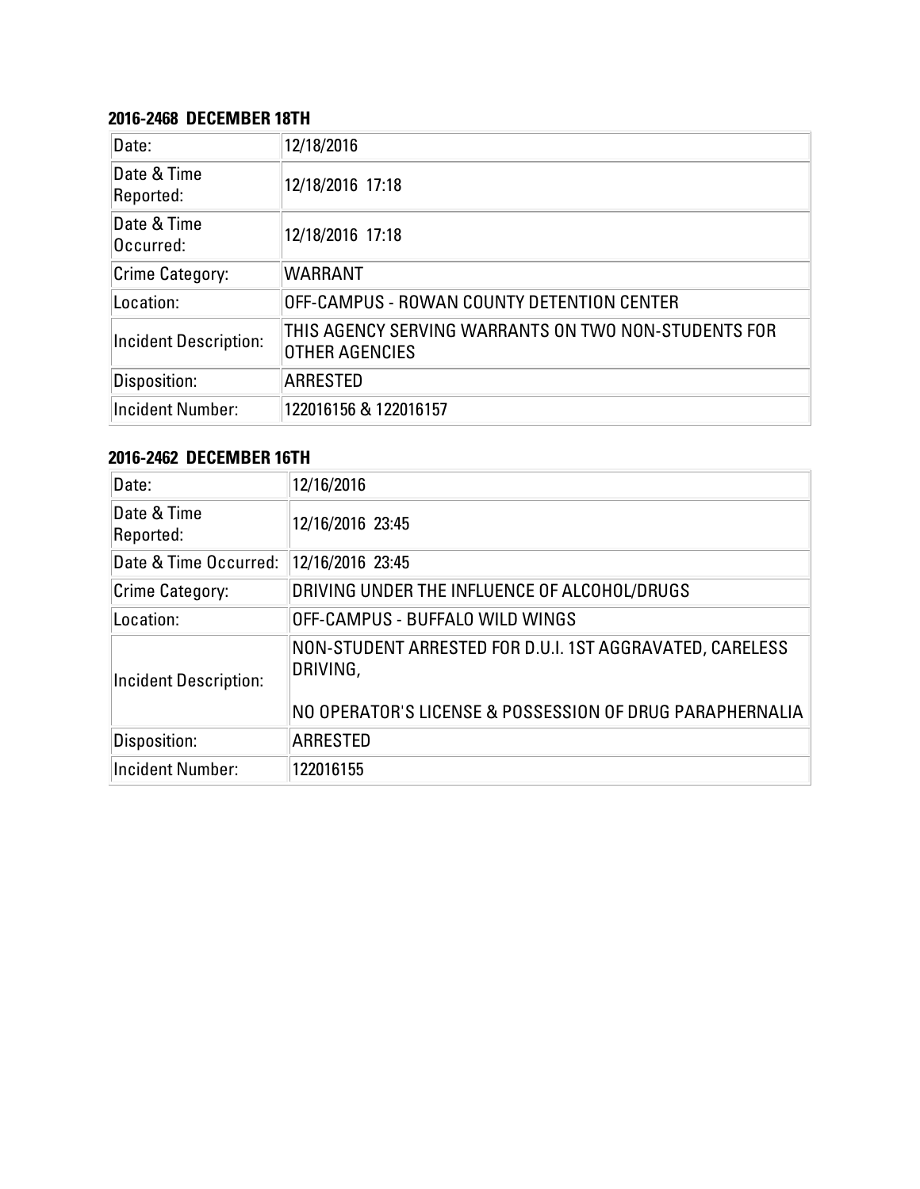**2016-2468 DECEMBER 18TH**

| | |
|---|---|
| Date: | 12/18/2016 |
| Date & Time Reported: | 12/18/2016 17:18 |
| Date & Time Occurred: | 12/18/2016 17:18 |
| Crime Category: | WARRANT |
| Location: | OFF-CAMPUS - ROWAN COUNTY DETENTION CENTER |
| Incident Description: | THIS AGENCY SERVING WARRANTS ON TWO NON-STUDENTS FOR OTHER AGENCIES |
| Disposition: | ARRESTED |
| Incident Number: | 122016156 & 122016157 |

**2016-2462 DECEMBER 16TH**

| | |
|---|---|
| Date: | 12/16/2016 |
| Date & Time Reported: | 12/16/2016 23:45 |
| Date & Time Occurred: | 12/16/2016 23:45 |
| Crime Category: | DRIVING UNDER THE INFLUENCE OF ALCOHOL/DRUGS |
| Location: | OFF-CAMPUS - BUFFALO WILD WINGS |
| Incident Description: | NON-STUDENT ARRESTED FOR D.U.I. 1ST AGGRAVATED, CARELESS DRIVING,<br><br>NO OPERATOR'S LICENSE & POSSESSION OF DRUG PARAPHERNALIA |
| Disposition: | ARRESTED |
| Incident Number: | 122016155 |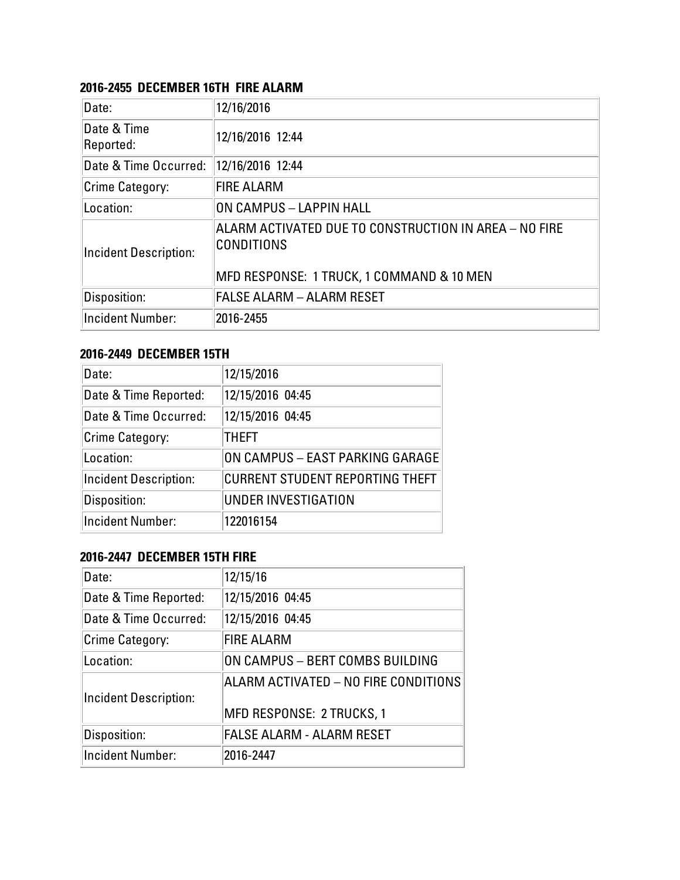### 2016-2455 DECEMBER 16TH FIRE ALARM

| Date: | 12/16/2016 |
|---|---|
| Date & Time Reported: | 12/16/2016 12:44 |
| Date & Time Occurred: | 12/16/2016 12:44 |
| Crime Category: | FIRE ALARM |
| Location: | ON CAMPUS – LAPPIN HALL |
| Incident Description: | ALARM ACTIVATED DUE TO CONSTRUCTION IN AREA – NO FIRE CONDITIONS<br><br>MFD RESPONSE: 1 TRUCK, 1 COMMAND & 10 MEN |
| Disposition: | FALSE ALARM – ALARM RESET |
| Incident Number: | 2016-2455 |

### 2016-2449 DECEMBER 15TH

| Date: | 12/15/2016 |
|---|---|
| Date & Time Reported: | 12/15/2016 04:45 |
| Date & Time Occurred: | 12/15/2016 04:45 |
| Crime Category: | THEFT |
| Location: | ON CAMPUS – EAST PARKING GARAGE |
| Incident Description: | CURRENT STUDENT REPORTING THEFT |
| Disposition: | UNDER INVESTIGATION |
| Incident Number: | 122016154 |

### 2016-2447 DECEMBER 15TH FIRE

| Date: | 12/15/16 |
|---|---|
| Date & Time Reported: | 12/15/2016 04:45 |
| Date & Time Occurred: | 12/15/2016 04:45 |
| Crime Category: | FIRE ALARM |
| Location: | ON CAMPUS – BERT COMBS BUILDING |
| Incident Description: | ALARM ACTIVATED – NO FIRE CONDITIONS<br><br>MFD RESPONSE: 2 TRUCKS, 1 |
| Disposition: | FALSE ALARM - ALARM RESET |
| Incident Number: | 2016-2447 |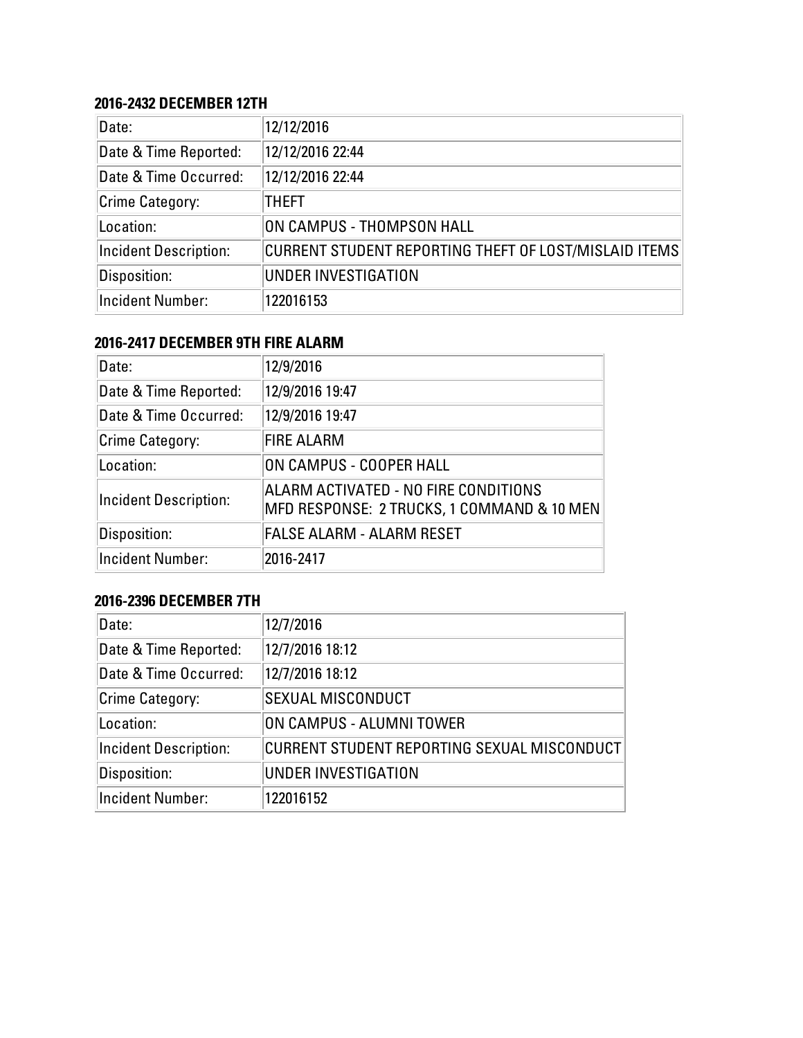### 2016-2432 DECEMBER 12TH

| | |
|---|---|
| Date: | 12/12/2016 |
| Date & Time Reported: | 12/12/2016 22:44 |
| Date & Time Occurred: | 12/12/2016 22:44 |
| Crime Category: | THEFT |
| Location: | ON CAMPUS - THOMPSON HALL |
| Incident Description: | CURRENT STUDENT REPORTING THEFT OF LOST/MISLAID ITEMS |
| Disposition: | UNDER INVESTIGATION |
| Incident Number: | 122016153 |

### 2016-2417 DECEMBER 9TH FIRE ALARM

| | |
|---|---|
| Date: | 12/9/2016 |
| Date & Time Reported: | 12/9/2016 19:47 |
| Date & Time Occurred: | 12/9/2016 19:47 |
| Crime Category: | FIRE ALARM |
| Location: | ON CAMPUS - COOPER HALL |
| Incident Description: | ALARM ACTIVATED - NO FIRE CONDITIONS MFD RESPONSE: 2 TRUCKS, 1 COMMAND & 10 MEN |
| Disposition: | FALSE ALARM - ALARM RESET |
| Incident Number: | 2016-2417 |

### 2016-2396 DECEMBER 7TH

| | |
|---|---|
| Date: | 12/7/2016 |
| Date & Time Reported: | 12/7/2016 18:12 |
| Date & Time Occurred: | 12/7/2016 18:12 |
| Crime Category: | SEXUAL MISCONDUCT |
| Location: | ON CAMPUS - ALUMNI TOWER |
| Incident Description: | CURRENT STUDENT REPORTING SEXUAL MISCONDUCT |
| Disposition: | UNDER INVESTIGATION |
| Incident Number: | 122016152 |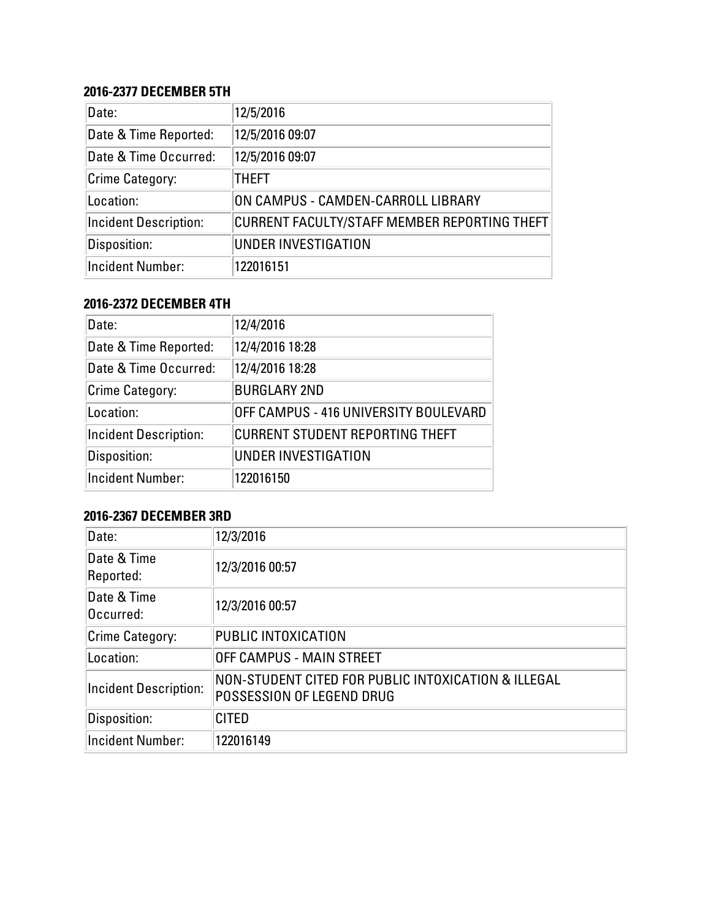### 2016-2377 DECEMBER 5TH

| | |
|---|---|
| Date: | 12/5/2016 |
| Date & Time Reported: | 12/5/2016 09:07 |
| Date & Time Occurred: | 12/5/2016 09:07 |
| Crime Category: | THEFT |
| Location: | ON CAMPUS - CAMDEN-CARROLL LIBRARY |
| Incident Description: | CURRENT FACULTY/STAFF MEMBER REPORTING THEFT |
| Disposition: | UNDER INVESTIGATION |
| Incident Number: | 122016151 |

### 2016-2372 DECEMBER 4TH

| | |
|---|---|
| Date: | 12/4/2016 |
| Date & Time Reported: | 12/4/2016 18:28 |
| Date & Time Occurred: | 12/4/2016 18:28 |
| Crime Category: | BURGLARY 2ND |
| Location: | OFF CAMPUS - 416 UNIVERSITY BOULEVARD |
| Incident Description: | CURRENT STUDENT REPORTING THEFT |
| Disposition: | UNDER INVESTIGATION |
| Incident Number: | 122016150 |

### 2016-2367 DECEMBER 3RD

| | |
|---|---|
| Date: | 12/3/2016 |
| Date & Time Reported: | 12/3/2016 00:57 |
| Date & Time Occurred: | 12/3/2016 00:57 |
| Crime Category: | PUBLIC INTOXICATION |
| Location: | OFF CAMPUS - MAIN STREET |
| Incident Description: | NON-STUDENT CITED FOR PUBLIC INTOXICATION & ILLEGAL POSSESSION OF LEGEND DRUG |
| Disposition: | CITED |
| Incident Number: | 122016149 |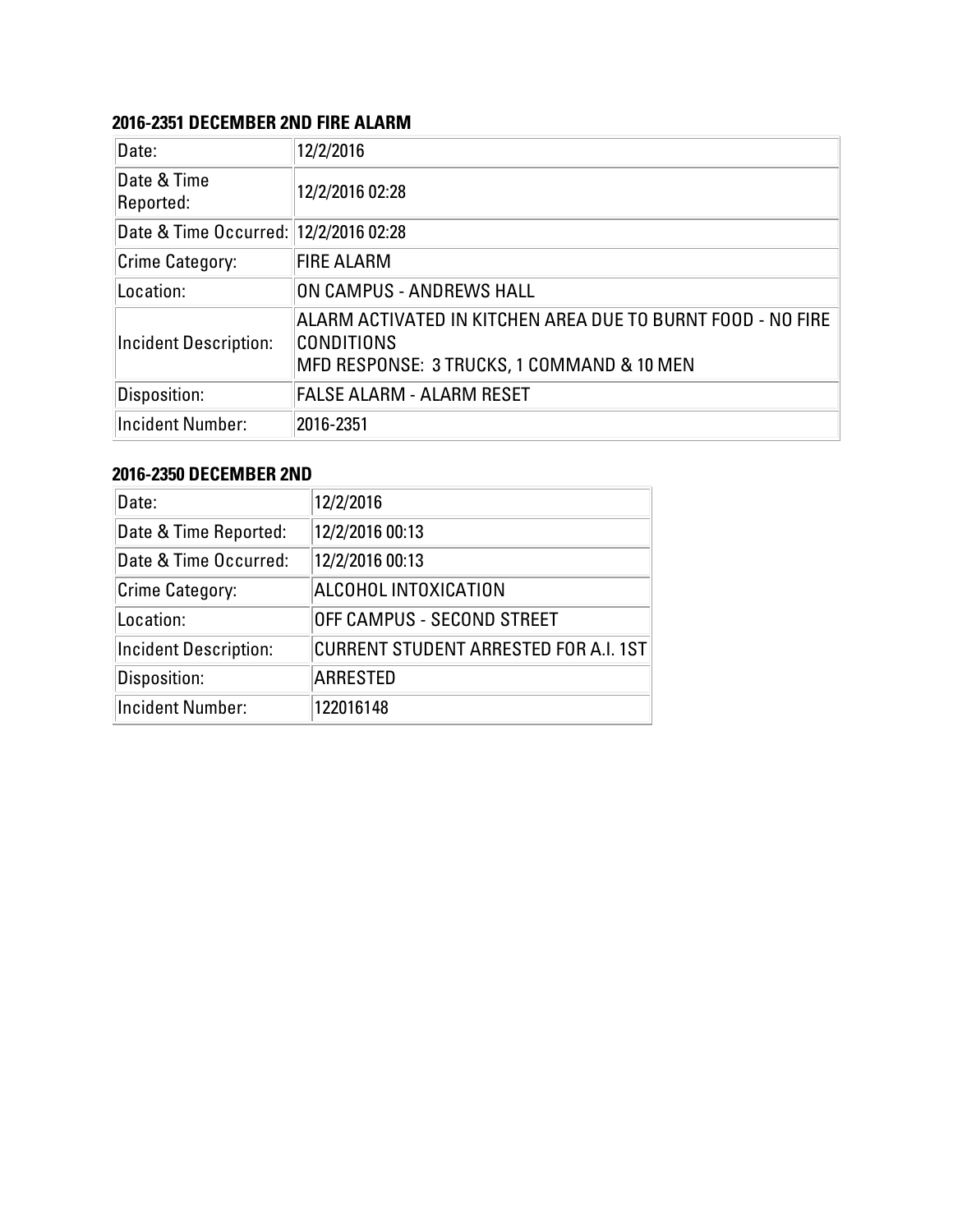### 2016-2351 DECEMBER 2ND FIRE ALARM

| | |
|---|---|
| Date: | 12/2/2016 |
| Date & Time Reported: | 12/2/2016 02:28 |
| Date & Time Occurred: | 12/2/2016 02:28 |
| Crime Category: | FIRE ALARM |
| Location: | ON CAMPUS - ANDREWS HALL |
| Incident Description: | ALARM ACTIVATED IN KITCHEN AREA DUE TO BURNT FOOD - NO FIRE CONDITIONS<br>MFD RESPONSE: 3 TRUCKS, 1 COMMAND & 10 MEN |
| Disposition: | FALSE ALARM - ALARM RESET |
| Incident Number: | 2016-2351 |

### 2016-2350 DECEMBER 2ND

| | |
|---|---|
| Date: | 12/2/2016 |
| Date & Time Reported: | 12/2/2016 00:13 |
| Date & Time Occurred: | 12/2/2016 00:13 |
| Crime Category: | ALCOHOL INTOXICATION |
| Location: | OFF CAMPUS - SECOND STREET |
| Incident Description: | CURRENT STUDENT ARRESTED FOR A.I. 1ST |
| Disposition: | ARRESTED |
| Incident Number: | 122016148 |